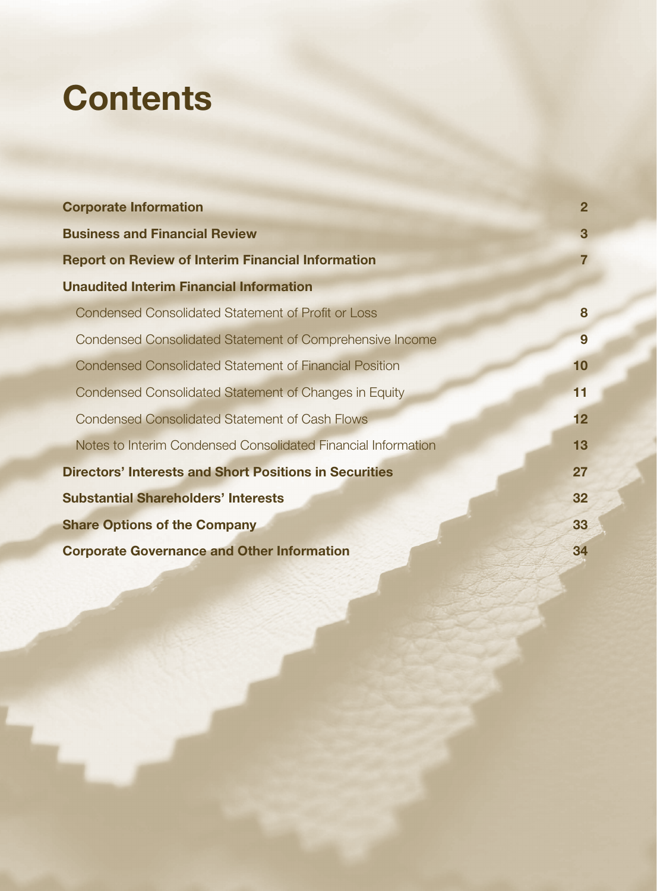# Contents

| | |
|---|---|
| **Corporate Information** | **2** |
| **Business and Financial Review** | **3** |
| **Report on Review of Interim Financial Information** | **7** |
| **Unaudited Interim Financial Information** | |
| Condensed Consolidated Statement of Profit or Loss | **8** |
| Condensed Consolidated Statement of Comprehensive Income | **9** |
| Condensed Consolidated Statement of Financial Position | **10** |
| Condensed Consolidated Statement of Changes in Equity | **11** |
| Condensed Consolidated Statement of Cash Flows | **12** |
| Notes to Interim Condensed Consolidated Financial Information | **13** |
| **Directors' Interests and Short Positions in Securities** | **27** |
| **Substantial Shareholders' Interests** | **32** |
| **Share Options of the Company** | **33** |
| **Corporate Governance and Other Information** | **34** |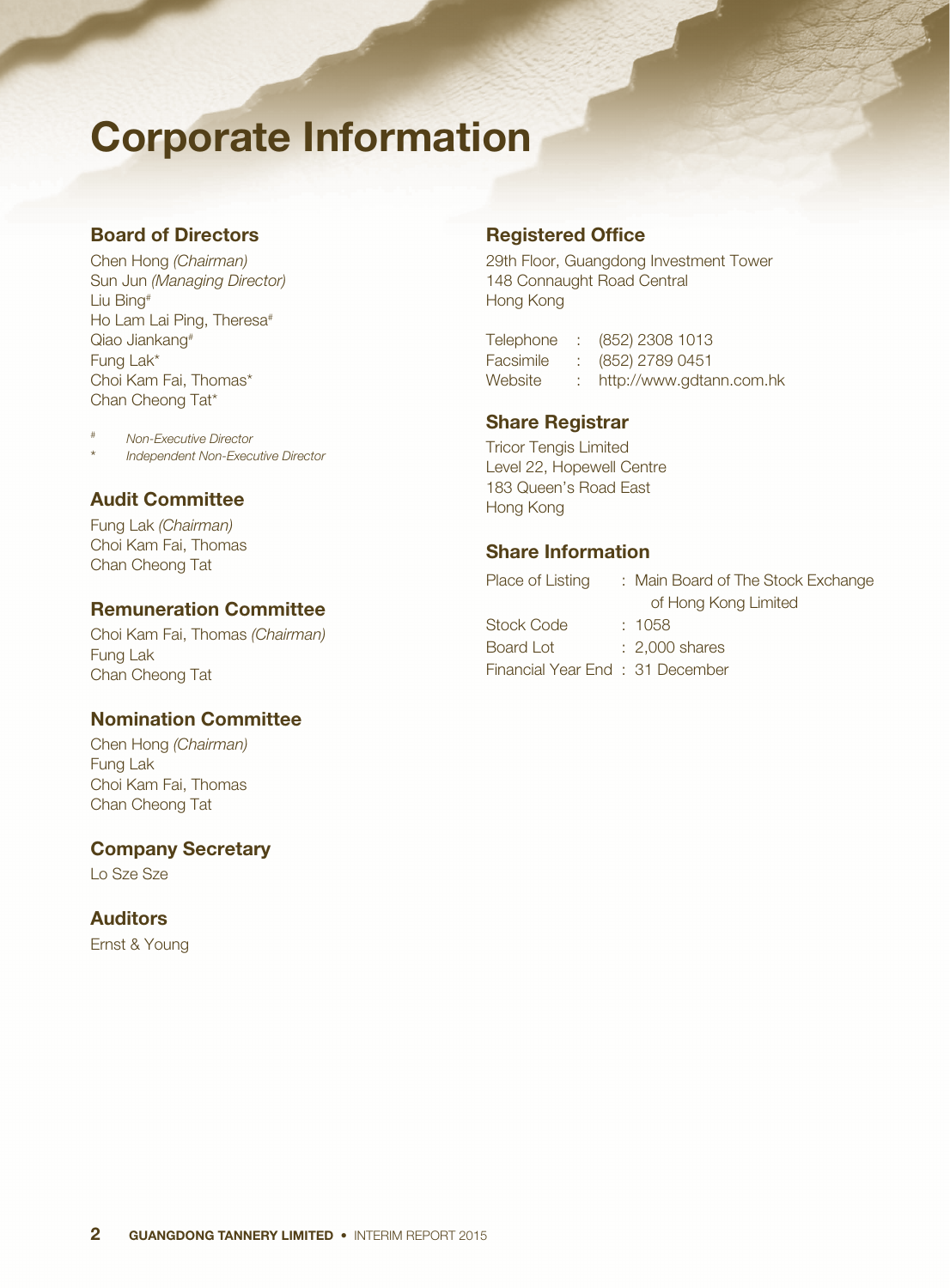# Corporate Information

## Board of Directors

Chen Hong *(Chairman)*
Sun Jun *(Managing Director)*
Liu Bing#
Ho Lam Lai Ping, Theresa#
Qiao Jiankang#
Fung Lak*
Choi Kam Fai, Thomas*
Chan Cheong Tat*

# *Non-Executive Director*
* *Independent Non-Executive Director*

## Audit Committee

Fung Lak *(Chairman)*
Choi Kam Fai, Thomas
Chan Cheong Tat

## Remuneration Committee

Choi Kam Fai, Thomas *(Chairman)*
Fung Lak
Chan Cheong Tat

## Nomination Committee

Chen Hong *(Chairman)*
Fung Lak
Choi Kam Fai, Thomas
Chan Cheong Tat

## Company Secretary

Lo Sze Sze

## Auditors

Ernst & Young

## Registered Office

29th Floor, Guangdong Investment Tower
148 Connaught Road Central
Hong Kong

Telephone : (852) 2308 1013
Facsimile : (852) 2789 0451
Website : http://www.gdtann.com.hk

## Share Registrar

Tricor Tengis Limited
Level 22, Hopewell Centre
183 Queen's Road East
Hong Kong

## Share Information

Place of Listing : Main Board of The Stock Exchange of Hong Kong Limited
Stock Code : 1058
Board Lot : 2,000 shares
Financial Year End : 31 December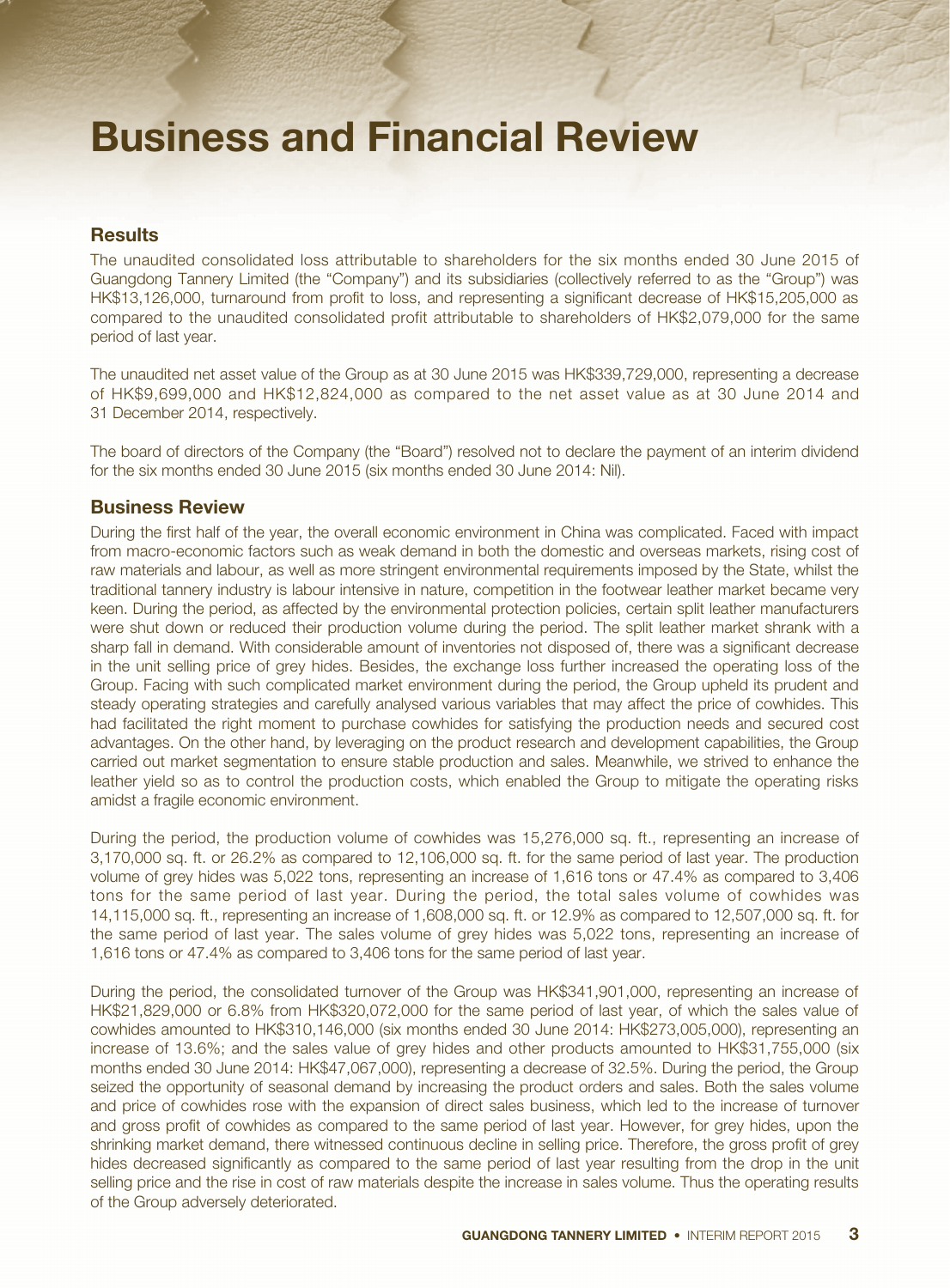# Business and Financial Review

## Results

The unaudited consolidated loss attributable to shareholders for the six months ended 30 June 2015 of Guangdong Tannery Limited (the "Company") and its subsidiaries (collectively referred to as the "Group") was HK$13,126,000, turnaround from profit to loss, and representing a significant decrease of HK$15,205,000 as compared to the unaudited consolidated profit attributable to shareholders of HK$2,079,000 for the same period of last year.

The unaudited net asset value of the Group as at 30 June 2015 was HK$339,729,000, representing a decrease of HK$9,699,000 and HK$12,824,000 as compared to the net asset value as at 30 June 2014 and 31 December 2014, respectively.

The board of directors of the Company (the "Board") resolved not to declare the payment of an interim dividend for the six months ended 30 June 2015 (six months ended 30 June 2014: Nil).

## Business Review

During the first half of the year, the overall economic environment in China was complicated. Faced with impact from macro-economic factors such as weak demand in both the domestic and overseas markets, rising cost of raw materials and labour, as well as more stringent environmental requirements imposed by the State, whilst the traditional tannery industry is labour intensive in nature, competition in the footwear leather market became very keen. During the period, as affected by the environmental protection policies, certain split leather manufacturers were shut down or reduced their production volume during the period. The split leather market shrank with a sharp fall in demand. With considerable amount of inventories not disposed of, there was a significant decrease in the unit selling price of grey hides. Besides, the exchange loss further increased the operating loss of the Group. Facing with such complicated market environment during the period, the Group upheld its prudent and steady operating strategies and carefully analysed various variables that may affect the price of cowhides. This had facilitated the right moment to purchase cowhides for satisfying the production needs and secured cost advantages. On the other hand, by leveraging on the product research and development capabilities, the Group carried out market segmentation to ensure stable production and sales. Meanwhile, we strived to enhance the leather yield so as to control the production costs, which enabled the Group to mitigate the operating risks amidst a fragile economic environment.

During the period, the production volume of cowhides was 15,276,000 sq. ft., representing an increase of 3,170,000 sq. ft. or 26.2% as compared to 12,106,000 sq. ft. for the same period of last year. The production volume of grey hides was 5,022 tons, representing an increase of 1,616 tons or 47.4% as compared to 3,406 tons for the same period of last year. During the period, the total sales volume of cowhides was 14,115,000 sq. ft., representing an increase of 1,608,000 sq. ft. or 12.9% as compared to 12,507,000 sq. ft. for the same period of last year. The sales volume of grey hides was 5,022 tons, representing an increase of 1,616 tons or 47.4% as compared to 3,406 tons for the same period of last year.

During the period, the consolidated turnover of the Group was HK$341,901,000, representing an increase of HK$21,829,000 or 6.8% from HK$320,072,000 for the same period of last year, of which the sales value of cowhides amounted to HK$310,146,000 (six months ended 30 June 2014: HK$273,005,000), representing an increase of 13.6%; and the sales value of grey hides and other products amounted to HK$31,755,000 (six months ended 30 June 2014: HK$47,067,000), representing a decrease of 32.5%. During the period, the Group seized the opportunity of seasonal demand by increasing the product orders and sales. Both the sales volume and price of cowhides rose with the expansion of direct sales business, which led to the increase of turnover and gross profit of cowhides as compared to the same period of last year. However, for grey hides, upon the shrinking market demand, there witnessed continuous decline in selling price. Therefore, the gross profit of grey hides decreased significantly as compared to the same period of last year resulting from the drop in the unit selling price and the rise in cost of raw materials despite the increase in sales volume. Thus the operating results of the Group adversely deteriorated.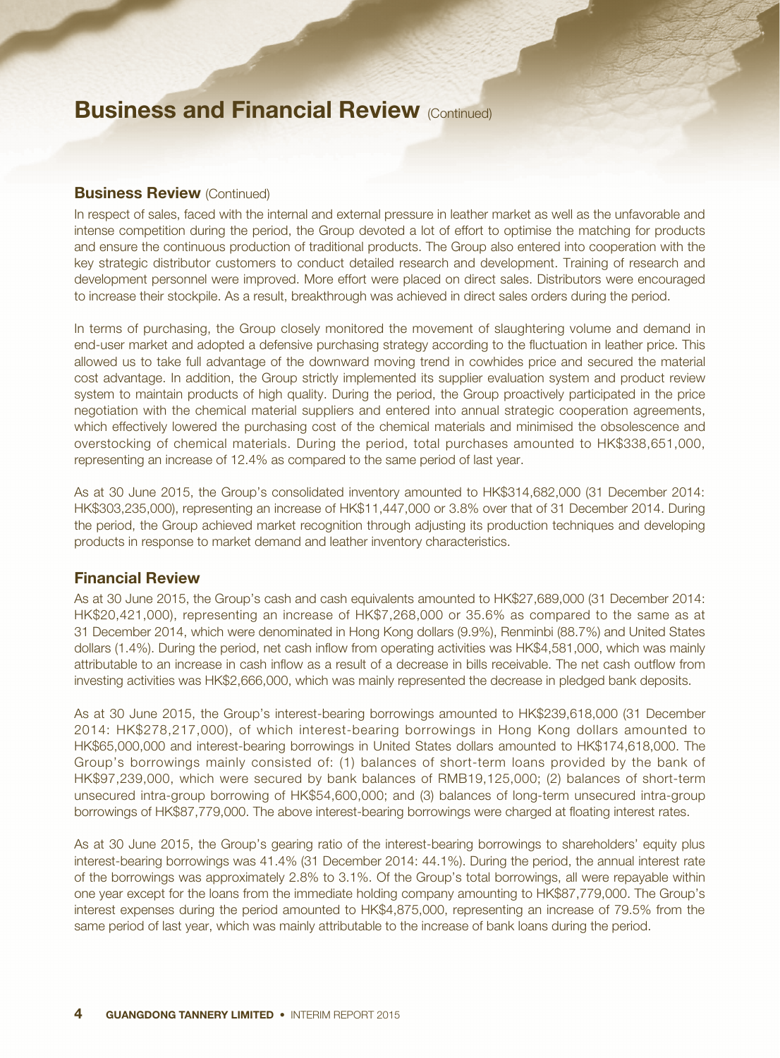# Business and Financial Review (Continued)

## Business Review (Continued)

In respect of sales, faced with the internal and external pressure in leather market as well as the unfavorable and intense competition during the period, the Group devoted a lot of effort to optimise the matching for products and ensure the continuous production of traditional products. The Group also entered into cooperation with the key strategic distributor customers to conduct detailed research and development. Training of research and development personnel were improved. More effort were placed on direct sales. Distributors were encouraged to increase their stockpile. As a result, breakthrough was achieved in direct sales orders during the period.

In terms of purchasing, the Group closely monitored the movement of slaughtering volume and demand in end-user market and adopted a defensive purchasing strategy according to the fluctuation in leather price. This allowed us to take full advantage of the downward moving trend in cowhides price and secured the material cost advantage. In addition, the Group strictly implemented its supplier evaluation system and product review system to maintain products of high quality. During the period, the Group proactively participated in the price negotiation with the chemical material suppliers and entered into annual strategic cooperation agreements, which effectively lowered the purchasing cost of the chemical materials and minimised the obsolescence and overstocking of chemical materials. During the period, total purchases amounted to HK$338,651,000, representing an increase of 12.4% as compared to the same period of last year.

As at 30 June 2015, the Group's consolidated inventory amounted to HK$314,682,000 (31 December 2014: HK$303,235,000), representing an increase of HK$11,447,000 or 3.8% over that of 31 December 2014. During the period, the Group achieved market recognition through adjusting its production techniques and developing products in response to market demand and leather inventory characteristics.

## Financial Review

As at 30 June 2015, the Group's cash and cash equivalents amounted to HK$27,689,000 (31 December 2014: HK$20,421,000), representing an increase of HK$7,268,000 or 35.6% as compared to the same as at 31 December 2014, which were denominated in Hong Kong dollars (9.9%), Renminbi (88.7%) and United States dollars (1.4%). During the period, net cash inflow from operating activities was HK$4,581,000, which was mainly attributable to an increase in cash inflow as a result of a decrease in bills receivable. The net cash outflow from investing activities was HK$2,666,000, which was mainly represented the decrease in pledged bank deposits.

As at 30 June 2015, the Group's interest-bearing borrowings amounted to HK$239,618,000 (31 December 2014: HK$278,217,000), of which interest-bearing borrowings in Hong Kong dollars amounted to HK$65,000,000 and interest-bearing borrowings in United States dollars amounted to HK$174,618,000. The Group's borrowings mainly consisted of: (1) balances of short-term loans provided by the bank of HK$97,239,000, which were secured by bank balances of RMB19,125,000; (2) balances of short-term unsecured intra-group borrowing of HK$54,600,000; and (3) balances of long-term unsecured intra-group borrowings of HK$87,779,000. The above interest-bearing borrowings were charged at floating interest rates.

As at 30 June 2015, the Group's gearing ratio of the interest-bearing borrowings to shareholders' equity plus interest-bearing borrowings was 41.4% (31 December 2014: 44.1%). During the period, the annual interest rate of the borrowings was approximately 2.8% to 3.1%. Of the Group's total borrowings, all were repayable within one year except for the loans from the immediate holding company amounting to HK$87,779,000. The Group's interest expenses during the period amounted to HK$4,875,000, representing an increase of 79.5% from the same period of last year, which was mainly attributable to the increase of bank loans during the period.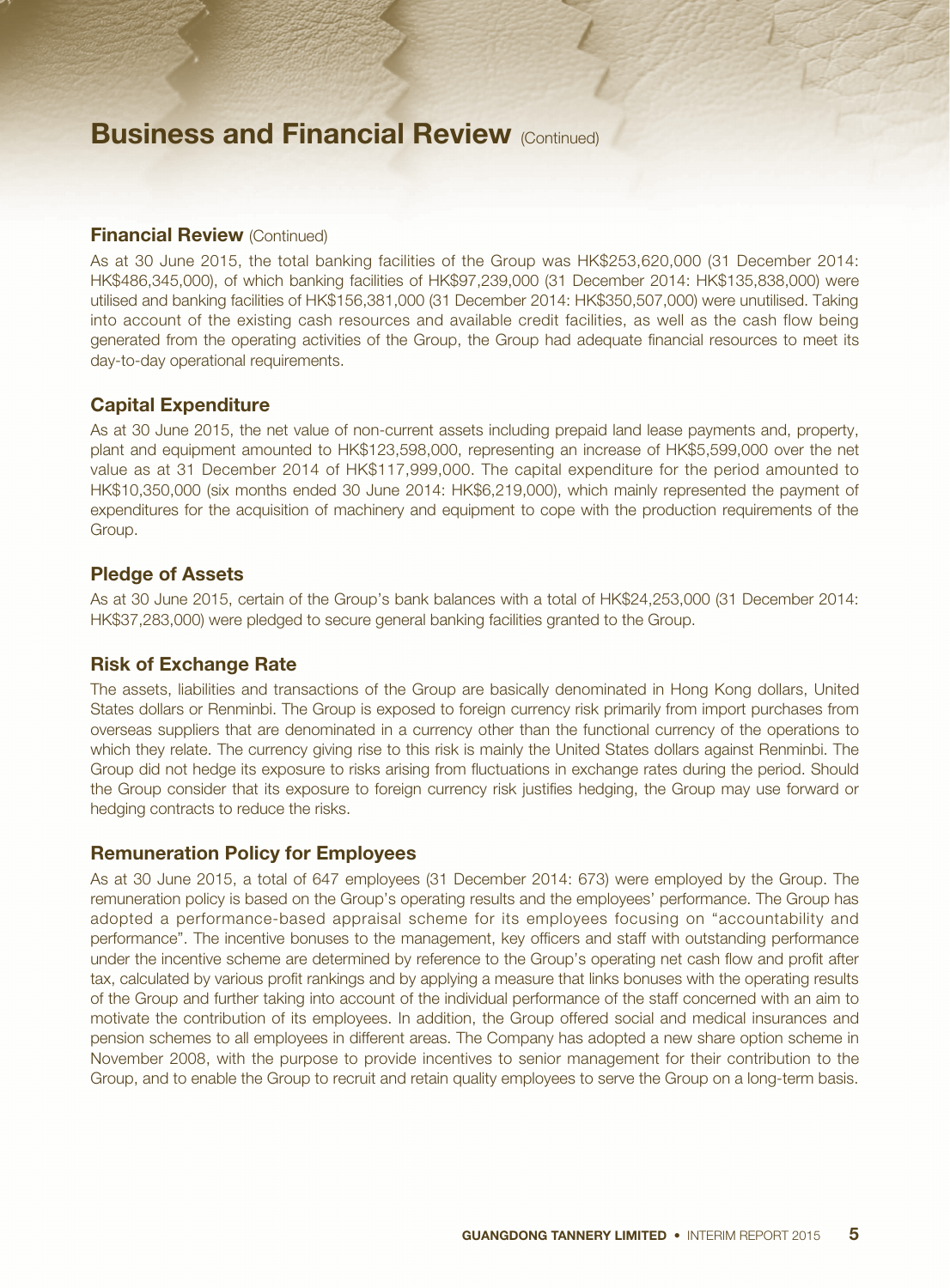# Business and Financial Review (Continued)

### Financial Review (Continued)

As at 30 June 2015, the total banking facilities of the Group was HK$253,620,000 (31 December 2014: HK$486,345,000), of which banking facilities of HK$97,239,000 (31 December 2014: HK$135,838,000) were utilised and banking facilities of HK$156,381,000 (31 December 2014: HK$350,507,000) were unutilised. Taking into account of the existing cash resources and available credit facilities, as well as the cash flow being generated from the operating activities of the Group, the Group had adequate financial resources to meet its day-to-day operational requirements.

## Capital Expenditure

As at 30 June 2015, the net value of non-current assets including prepaid land lease payments and, property, plant and equipment amounted to HK$123,598,000, representing an increase of HK$5,599,000 over the net value as at 31 December 2014 of HK$117,999,000. The capital expenditure for the period amounted to HK$10,350,000 (six months ended 30 June 2014: HK$6,219,000), which mainly represented the payment of expenditures for the acquisition of machinery and equipment to cope with the production requirements of the Group.

## Pledge of Assets

As at 30 June 2015, certain of the Group's bank balances with a total of HK$24,253,000 (31 December 2014: HK$37,283,000) were pledged to secure general banking facilities granted to the Group.

## Risk of Exchange Rate

The assets, liabilities and transactions of the Group are basically denominated in Hong Kong dollars, United States dollars or Renminbi. The Group is exposed to foreign currency risk primarily from import purchases from overseas suppliers that are denominated in a currency other than the functional currency of the operations to which they relate. The currency giving rise to this risk is mainly the United States dollars against Renminbi. The Group did not hedge its exposure to risks arising from fluctuations in exchange rates during the period. Should the Group consider that its exposure to foreign currency risk justifies hedging, the Group may use forward or hedging contracts to reduce the risks.

## Remuneration Policy for Employees

As at 30 June 2015, a total of 647 employees (31 December 2014: 673) were employed by the Group. The remuneration policy is based on the Group's operating results and the employees' performance. The Group has adopted a performance-based appraisal scheme for its employees focusing on "accountability and performance". The incentive bonuses to the management, key officers and staff with outstanding performance under the incentive scheme are determined by reference to the Group's operating net cash flow and profit after tax, calculated by various profit rankings and by applying a measure that links bonuses with the operating results of the Group and further taking into account of the individual performance of the staff concerned with an aim to motivate the contribution of its employees. In addition, the Group offered social and medical insurances and pension schemes to all employees in different areas. The Company has adopted a new share option scheme in November 2008, with the purpose to provide incentives to senior management for their contribution to the Group, and to enable the Group to recruit and retain quality employees to serve the Group on a long-term basis.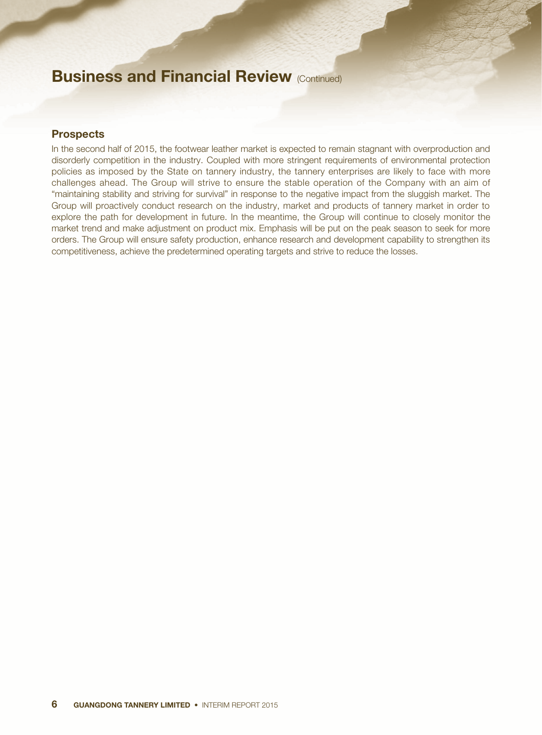# Business and Financial Review (Continued)

## Prospects

In the second half of 2015, the footwear leather market is expected to remain stagnant with overproduction and disorderly competition in the industry. Coupled with more stringent requirements of environmental protection policies as imposed by the State on tannery industry, the tannery enterprises are likely to face with more challenges ahead. The Group will strive to ensure the stable operation of the Company with an aim of "maintaining stability and striving for survival" in response to the negative impact from the sluggish market. The Group will proactively conduct research on the industry, market and products of tannery market in order to explore the path for development in future. In the meantime, the Group will continue to closely monitor the market trend and make adjustment on product mix. Emphasis will be put on the peak season to seek for more orders. The Group will ensure safety production, enhance research and development capability to strengthen its competitiveness, achieve the predetermined operating targets and strive to reduce the losses.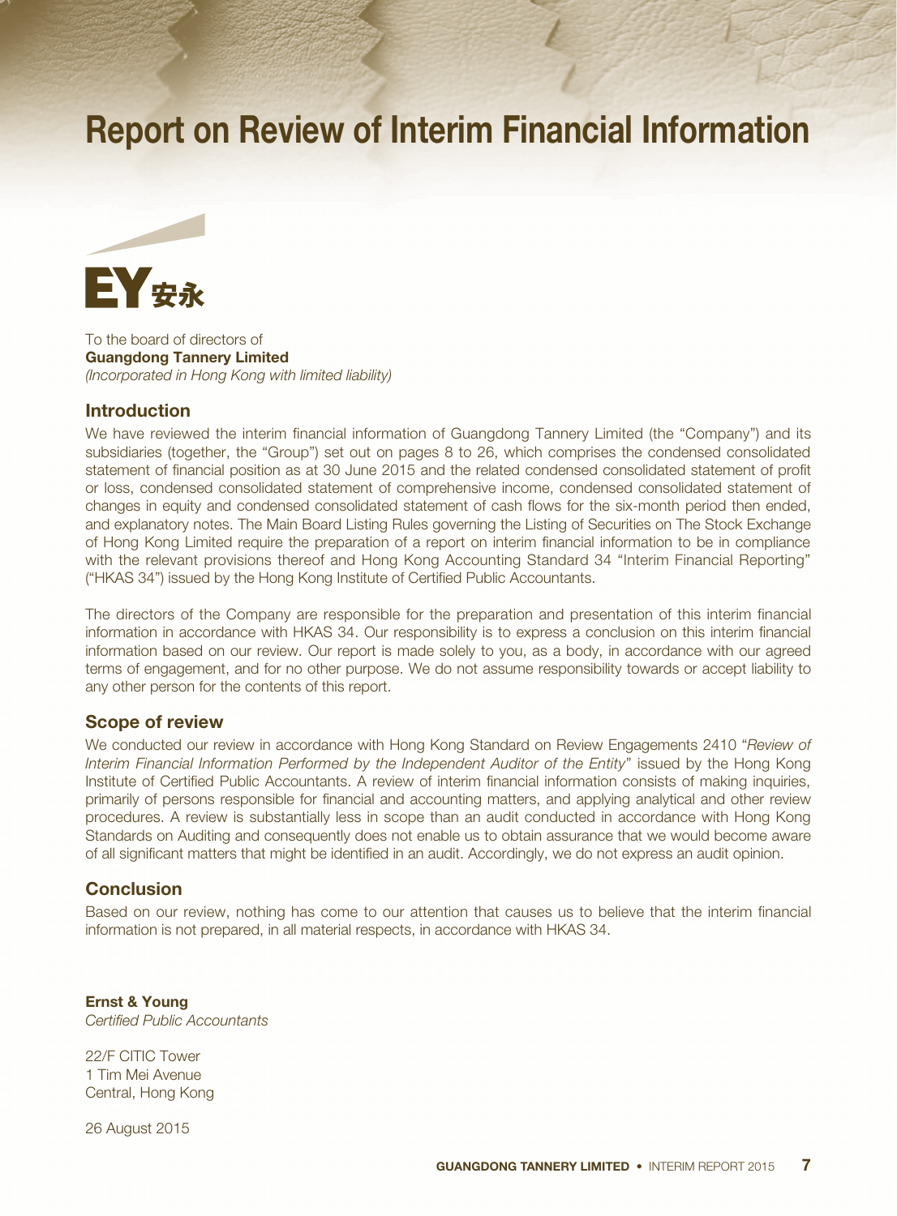# Report on Review of Interim Financial Information

EY 安永

To the board of directors of
**Guangdong Tannery Limited**
*(Incorporated in Hong Kong with limited liability)*

## Introduction

We have reviewed the interim financial information of Guangdong Tannery Limited (the "Company") and its subsidiaries (together, the "Group") set out on pages 8 to 26, which comprises the condensed consolidated statement of financial position as at 30 June 2015 and the related condensed consolidated statement of profit or loss, condensed consolidated statement of comprehensive income, condensed consolidated statement of changes in equity and condensed consolidated statement of cash flows for the six-month period then ended, and explanatory notes. The Main Board Listing Rules governing the Listing of Securities on The Stock Exchange of Hong Kong Limited require the preparation of a report on interim financial information to be in compliance with the relevant provisions thereof and Hong Kong Accounting Standard 34 "Interim Financial Reporting" ("HKAS 34") issued by the Hong Kong Institute of Certified Public Accountants.

The directors of the Company are responsible for the preparation and presentation of this interim financial information in accordance with HKAS 34. Our responsibility is to express a conclusion on this interim financial information based on our review. Our report is made solely to you, as a body, in accordance with our agreed terms of engagement, and for no other purpose. We do not assume responsibility towards or accept liability to any other person for the contents of this report.

## Scope of review

We conducted our review in accordance with Hong Kong Standard on Review Engagements 2410 "*Review of Interim Financial Information Performed by the Independent Auditor of the Entity*" issued by the Hong Kong Institute of Certified Public Accountants. A review of interim financial information consists of making inquiries, primarily of persons responsible for financial and accounting matters, and applying analytical and other review procedures. A review is substantially less in scope than an audit conducted in accordance with Hong Kong Standards on Auditing and consequently does not enable us to obtain assurance that we would become aware of all significant matters that might be identified in an audit. Accordingly, we do not express an audit opinion.

## Conclusion

Based on our review, nothing has come to our attention that causes us to believe that the interim financial information is not prepared, in all material respects, in accordance with HKAS 34.

**Ernst & Young**
*Certified Public Accountants*

22/F CITIC Tower
1 Tim Mei Avenue
Central, Hong Kong

26 August 2015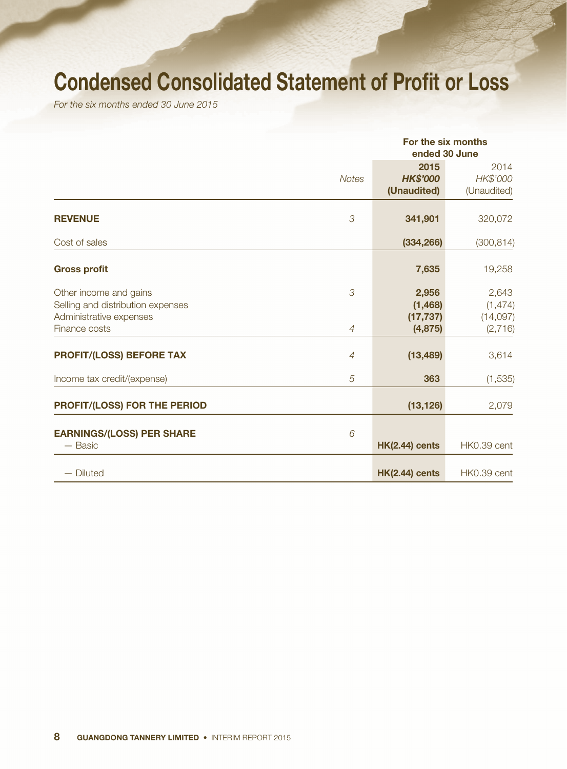# Condensed Consolidated Statement of Profit or Loss

*For the six months ended 30 June 2015*

| | Notes | For the six months ended 30 June | |
|---|---|---|---|
| | | **2015** | 2014 |
| | | ***HK$'000*** | *HK$'000* |
| | | **(Unaudited)** | (Unaudited) |
| **REVENUE** | *3* | **341,901** | 320,072 |
| Cost of sales | | **(334,266)** | (300,814) |
| **Gross profit** | | **7,635** | 19,258 |
| Other income and gains | *3* | **2,956** | 2,643 |
| Selling and distribution expenses | | **(1,468)** | (1,474) |
| Administrative expenses | | **(17,737)** | (14,097) |
| Finance costs | *4* | **(4,875)** | (2,716) |
| **PROFIT/(LOSS) BEFORE TAX** | *4* | **(13,489)** | 3,614 |
| Income tax credit/(expense) | *5* | **363** | (1,535) |
| **PROFIT/(LOSS) FOR THE PERIOD** | | **(13,126)** | 2,079 |
| **EARNINGS/(LOSS) PER SHARE** | *6* | | |
| — Basic | | **HK(2.44) cents** | HK0.39 cent |
| — Diluted | | **HK(2.44) cents** | HK0.39 cent |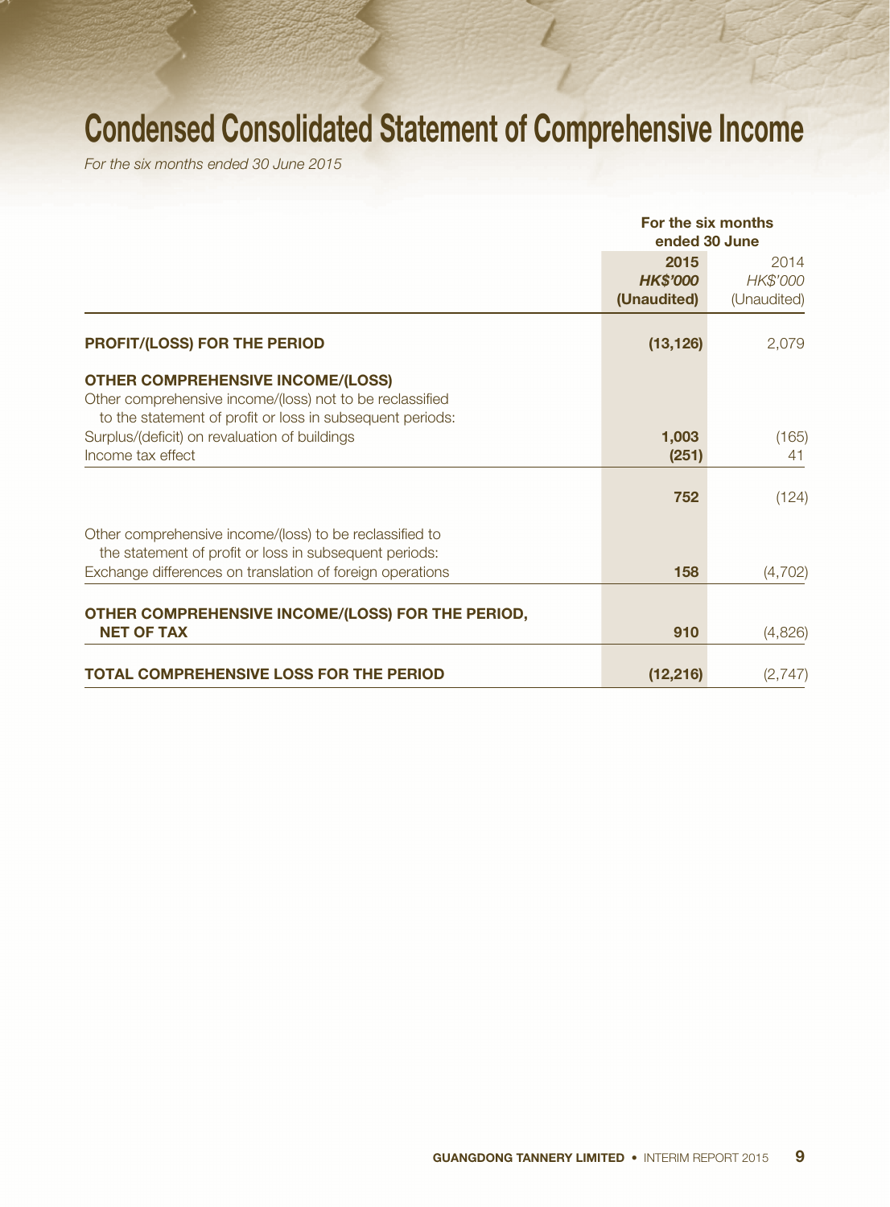# Condensed Consolidated Statement of Comprehensive Income

*For the six months ended 30 June 2015*

| | For the six months ended 30 June | |
|---|---|---|
| | **2015** | 2014 |
| | ***HK$'000*** | *HK$'000* |
| | **(Unaudited)** | (Unaudited) |
| **PROFIT/(LOSS) FOR THE PERIOD** | **(13,126)** | 2,079 |
| **OTHER COMPREHENSIVE INCOME/(LOSS)** | | |
| Other comprehensive income/(loss) not to be reclassified to the statement of profit or loss in subsequent periods: | | |
| Surplus/(deficit) on revaluation of buildings | **1,003** | (165) |
| Income tax effect | **(251)** | 41 |
| | **752** | (124) |
| Other comprehensive income/(loss) to be reclassified to the statement of profit or loss in subsequent periods: | | |
| Exchange differences on translation of foreign operations | **158** | (4,702) |
| **OTHER COMPREHENSIVE INCOME/(LOSS) FOR THE PERIOD, NET OF TAX** | **910** | (4,826) |
| **TOTAL COMPREHENSIVE LOSS FOR THE PERIOD** | **(12,216)** | (2,747) |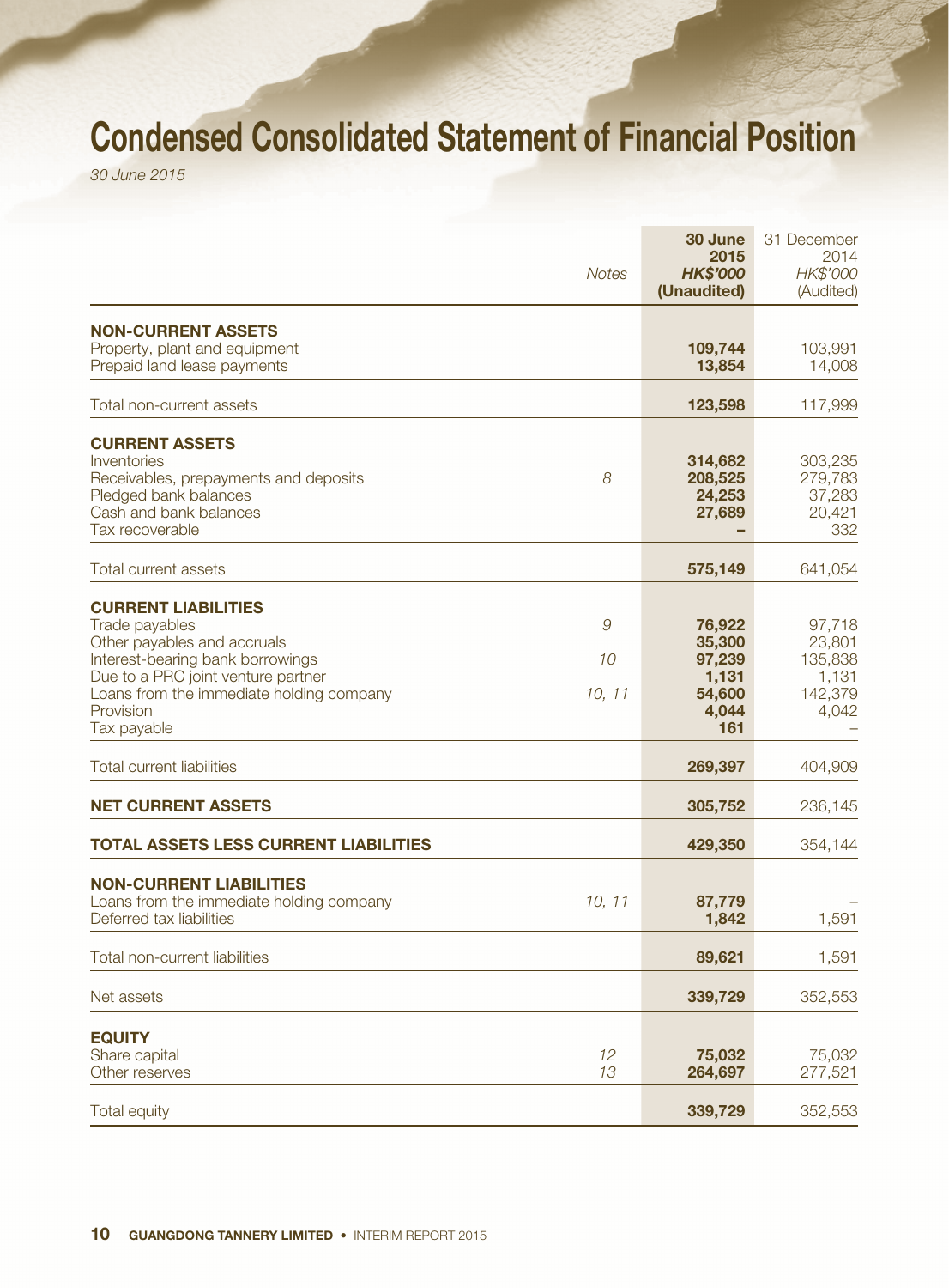# Condensed Consolidated Statement of Financial Position

*30 June 2015*

| | Notes | **30 June 2015** ***HK$'000*** **(Unaudited)** | 31 December 2014 *HK$'000* (Audited) |
|---|---|---|---|
| **NON-CURRENT ASSETS** | | | |
| Property, plant and equipment | | **109,744** | 103,991 |
| Prepaid land lease payments | | **13,854** | 14,008 |
| Total non-current assets | | **123,598** | 117,999 |
| **CURRENT ASSETS** | | | |
| Inventories | | **314,682** | 303,235 |
| Receivables, prepayments and deposits | 8 | **208,525** | 279,783 |
| Pledged bank balances | | **24,253** | 37,283 |
| Cash and bank balances | | **27,689** | 20,421 |
| Tax recoverable | | **–** | 332 |
| Total current assets | | **575,149** | 641,054 |
| **CURRENT LIABILITIES** | | | |
| Trade payables | 9 | **76,922** | 97,718 |
| Other payables and accruals | | **35,300** | 23,801 |
| Interest-bearing bank borrowings | 10 | **97,239** | 135,838 |
| Due to a PRC joint venture partner | | **1,131** | 1,131 |
| Loans from the immediate holding company | 10, 11 | **54,600** | 142,379 |
| Provision | | **4,044** | 4,042 |
| Tax payable | | **161** | – |
| Total current liabilities | | **269,397** | 404,909 |
| **NET CURRENT ASSETS** | | **305,752** | 236,145 |
| **TOTAL ASSETS LESS CURRENT LIABILITIES** | | **429,350** | 354,144 |
| **NON-CURRENT LIABILITIES** | | | |
| Loans from the immediate holding company | 10, 11 | **87,779** | – |
| Deferred tax liabilities | | **1,842** | 1,591 |
| Total non-current liabilities | | **89,621** | 1,591 |
| Net assets | | **339,729** | 352,553 |
| **EQUITY** | | | |
| Share capital | 12 | **75,032** | 75,032 |
| Other reserves | 13 | **264,697** | 277,521 |
| Total equity | | **339,729** | 352,553 |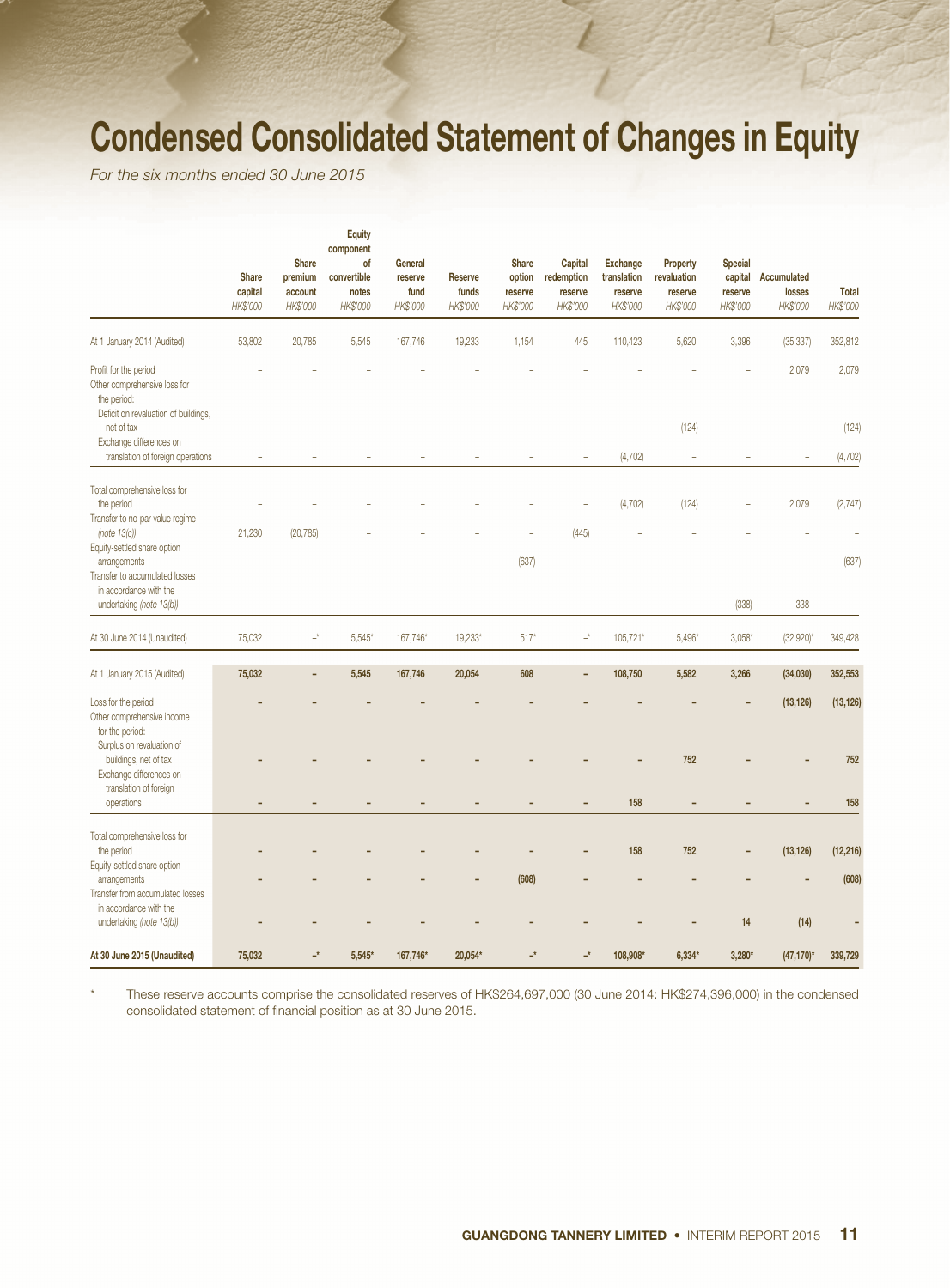# Condensed Consolidated Statement of Changes in Equity

*For the six months ended 30 June 2015*

| | Share capital | Share premium account | Equity component of convertible notes | General reserve fund | Reserve funds | Share option reserve | Capital redemption reserve | Exchange translation reserve | Property revaluation reserve | Special capital reserve | Accumulated losses | Total |
|---|---|---|---|---|---|---|---|---|---|---|---|---|
| | *HK$'000* | *HK$'000* | *HK$'000* | *HK$'000* | *HK$'000* | *HK$'000* | *HK$'000* | *HK$'000* | *HK$'000* | *HK$'000* | *HK$'000* | *HK$'000* |
| At 1 January 2014 (Audited) | 53,802 | 20,785 | 5,545 | 167,746 | 19,233 | 1,154 | 445 | 110,423 | 5,620 | 3,396 | (35,337) | 352,812 |
| Profit for the period | – | – | – | – | – | – | – | – | – | – | 2,079 | 2,079 |
| Other comprehensive loss for the period: | | | | | | | | | | | | |
| Deficit on revaluation of buildings, net of tax | – | – | – | – | – | – | – | – | (124) | – | – | (124) |
| Exchange differences on translation of foreign operations | – | – | – | – | – | – | – | (4,702) | – | – | – | (4,702) |
| Total comprehensive loss for the period | – | – | – | – | – | – | – | (4,702) | (124) | – | 2,079 | (2,747) |
| Transfer to no-par value regime *(note 13(c))* | 21,230 | (20,785) | – | – | – | – | (445) | – | – | – | – | – |
| Equity-settled share option arrangements | – | – | – | – | – | (637) | – | – | – | – | – | (637) |
| Transfer to accumulated losses in accordance with the undertaking *(note 13(b))* | – | – | – | – | – | – | – | – | – | (338) | 338 | – |
| At 30 June 2014 (Unaudited) | 75,032 | –* | 5,545* | 167,746* | 19,233* | 517* | –* | 105,721* | 5,496* | 3,058* | (32,920)* | 349,428 |
| **At 1 January 2015 (Audited)** | **75,032** | **–** | **5,545** | **167,746** | **20,054** | **608** | **–** | **108,750** | **5,582** | **3,266** | **(34,030)** | **352,553** |
| Loss for the period | – | – | – | – | – | – | – | – | – | – | (13,126) | (13,126) |
| Other comprehensive income for the period: | | | | | | | | | | | | |
| Surplus on revaluation of buildings, net of tax | – | – | – | – | – | – | – | – | 752 | – | – | 752 |
| Exchange differences on translation of foreign operations | – | – | – | – | – | – | – | 158 | – | – | – | 158 |
| Total comprehensive loss for the period | – | – | – | – | – | – | – | 158 | 752 | – | (13,126) | (12,216) |
| Equity-settled share option arrangements | – | – | – | – | – | (608) | – | – | – | – | – | (608) |
| Transfer from accumulated losses in accordance with the undertaking *(note 13(b))* | – | – | – | – | – | – | – | – | – | 14 | (14) | – |
| **At 30 June 2015 (Unaudited)** | **75,032** | **–*** | **5,545*** | **167,746*** | **20,054*** | **–*** | **–*** | **108,908*** | **6,334*** | **3,280*** | **(47,170)*** | **339,729** |

\* These reserve accounts comprise the consolidated reserves of HK$264,697,000 (30 June 2014: HK$274,396,000) in the condensed consolidated statement of financial position as at 30 June 2015.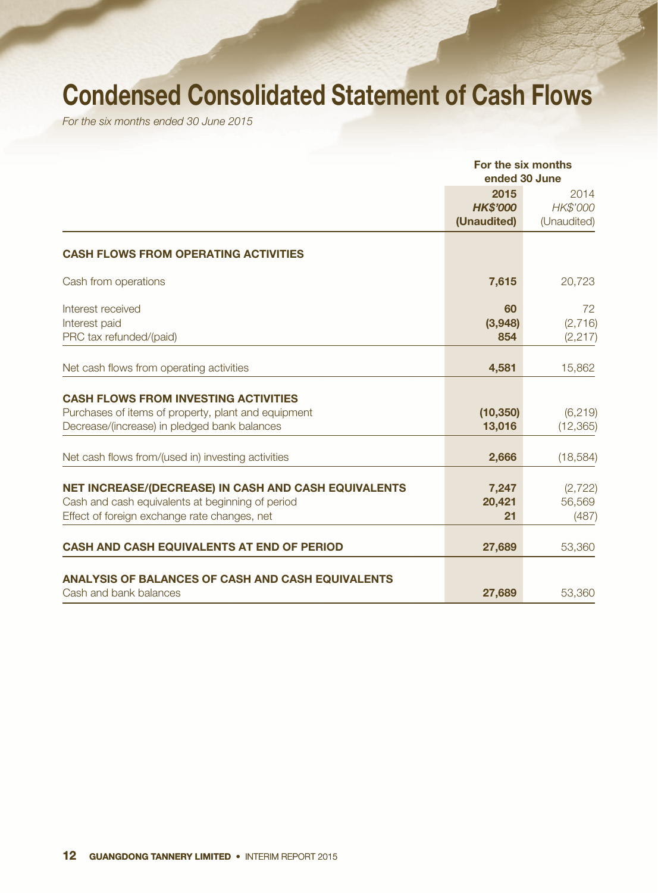# Condensed Consolidated Statement of Cash Flows

*For the six months ended 30 June 2015*

| | For the six months ended 30 June | |
|---|---|---|
| | **2015** | 2014 |
| | ***HK$'000*** | *HK$'000* |
| | **(Unaudited)** | (Unaudited) |
| **CASH FLOWS FROM OPERATING ACTIVITIES** | | |
| Cash from operations | **7,615** | 20,723 |
| Interest received | **60** | 72 |
| Interest paid | **(3,948)** | (2,716) |
| PRC tax refunded/(paid) | **854** | (2,217) |
| Net cash flows from operating activities | **4,581** | 15,862 |
| **CASH FLOWS FROM INVESTING ACTIVITIES** | | |
| Purchases of items of property, plant and equipment | **(10,350)** | (6,219) |
| Decrease/(increase) in pledged bank balances | **13,016** | (12,365) |
| Net cash flows from/(used in) investing activities | **2,666** | (18,584) |
| **NET INCREASE/(DECREASE) IN CASH AND CASH EQUIVALENTS** | **7,247** | (2,722) |
| Cash and cash equivalents at beginning of period | **20,421** | 56,569 |
| Effect of foreign exchange rate changes, net | **21** | (487) |
| **CASH AND CASH EQUIVALENTS AT END OF PERIOD** | **27,689** | 53,360 |
| **ANALYSIS OF BALANCES OF CASH AND CASH EQUIVALENTS** | | |
| Cash and bank balances | **27,689** | 53,360 |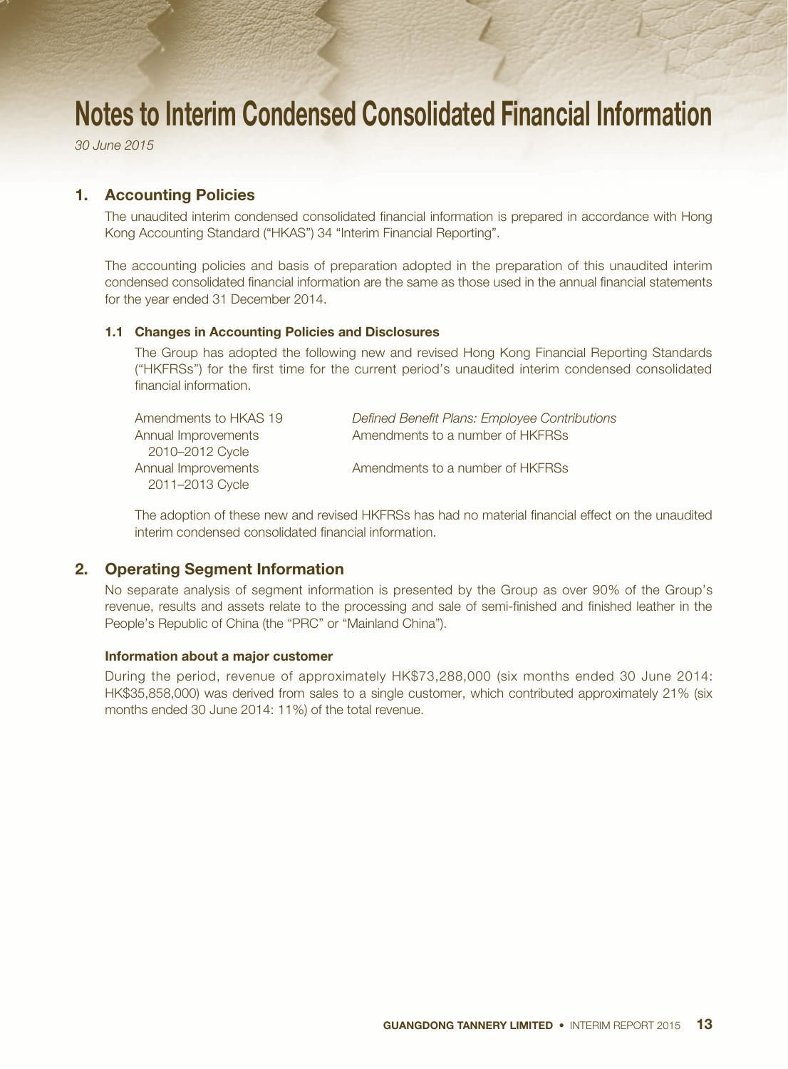# Notes to Interim Condensed Consolidated Financial Information

*30 June 2015*

## 1. Accounting Policies

The unaudited interim condensed consolidated financial information is prepared in accordance with Hong Kong Accounting Standard ("HKAS") 34 "Interim Financial Reporting".

The accounting policies and basis of preparation adopted in the preparation of this unaudited interim condensed consolidated financial information are the same as those used in the annual financial statements for the year ended 31 December 2014.

### 1.1 Changes in Accounting Policies and Disclosures

The Group has adopted the following new and revised Hong Kong Financial Reporting Standards ("HKFRSs") for the first time for the current period's unaudited interim condensed consolidated financial information.

| | |
|---|---|
| Amendments to HKAS 19 | *Defined Benefit Plans: Employee Contributions* |
| Annual Improvements 2010–2012 Cycle | Amendments to a number of HKFRSs |
| Annual Improvements 2011–2013 Cycle | Amendments to a number of HKFRSs |

The adoption of these new and revised HKFRSs has had no material financial effect on the unaudited interim condensed consolidated financial information.

## 2. Operating Segment Information

No separate analysis of segment information is presented by the Group as over 90% of the Group's revenue, results and assets relate to the processing and sale of semi-finished and finished leather in the People's Republic of China (the "PRC" or "Mainland China").

**Information about a major customer**

During the period, revenue of approximately HK$73,288,000 (six months ended 30 June 2014: HK$35,858,000) was derived from sales to a single customer, which contributed approximately 21% (six months ended 30 June 2014: 11%) of the total revenue.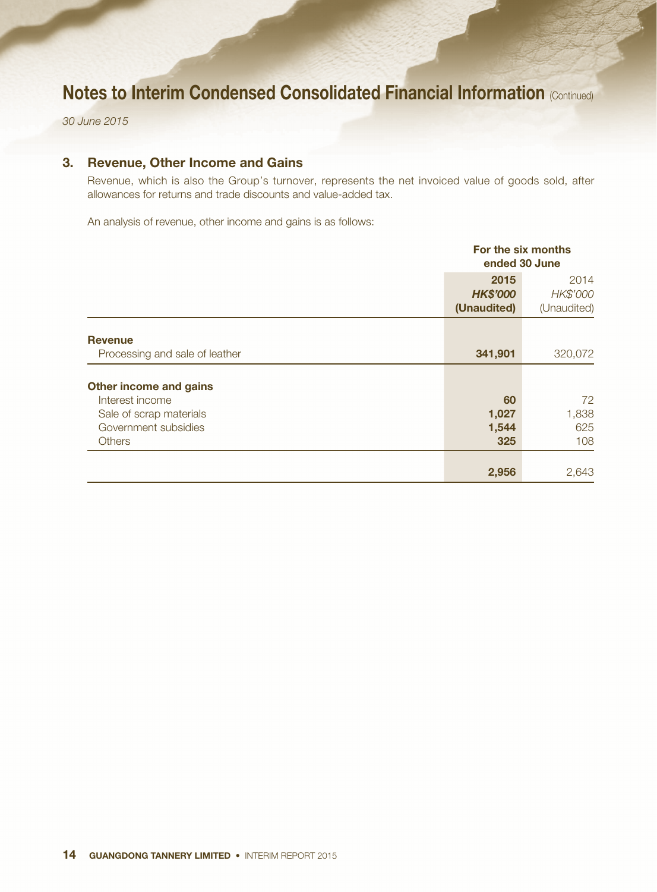# Notes to Interim Condensed Consolidated Financial Information (Continued)

*30 June 2015*

## 3. Revenue, Other Income and Gains

Revenue, which is also the Group's turnover, represents the net invoiced value of goods sold, after allowances for returns and trade discounts and value-added tax.

An analysis of revenue, other income and gains is as follows:

| | For the six months ended 30 June | |
|---|---|---|
| | **2015** | 2014 |
| | ***HK$'000*** | *HK$'000* |
| | **(Unaudited)** | (Unaudited) |
| **Revenue** | | |
| Processing and sale of leather | **341,901** | 320,072 |
| **Other income and gains** | | |
| Interest income | **60** | 72 |
| Sale of scrap materials | **1,027** | 1,838 |
| Government subsidies | **1,544** | 625 |
| Others | **325** | 108 |
| | **2,956** | 2,643 |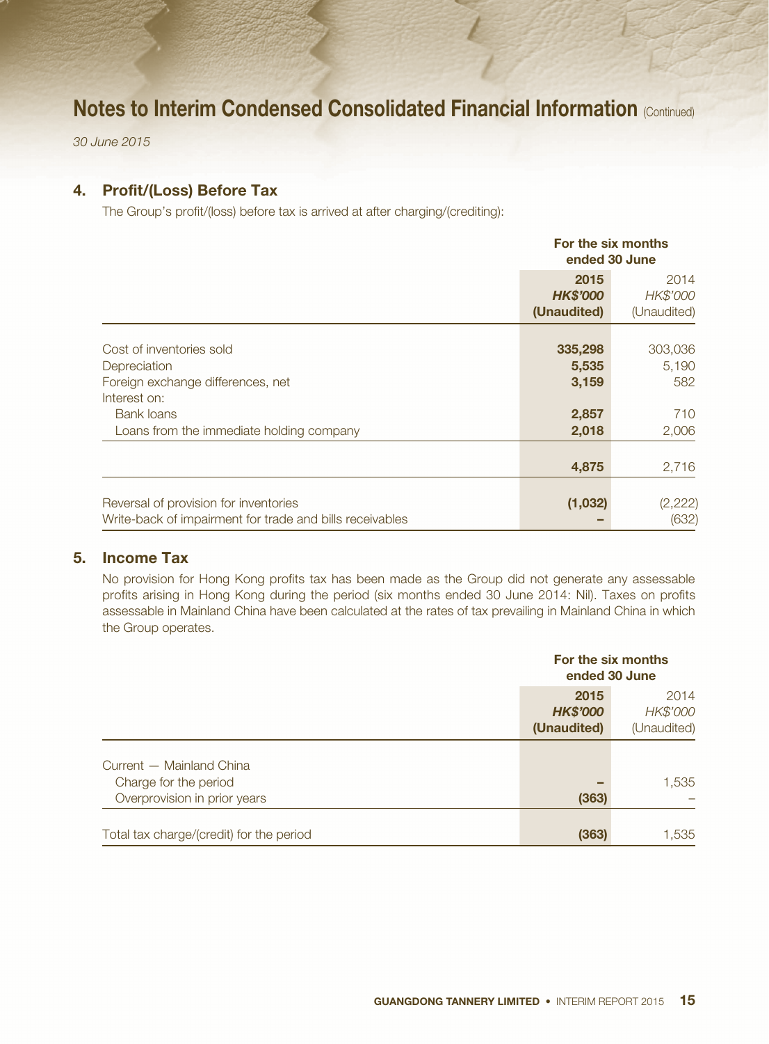# Notes to Interim Condensed Consolidated Financial Information (Continued)

*30 June 2015*

## 4. Profit/(Loss) Before Tax

The Group's profit/(loss) before tax is arrived at after charging/(crediting):

| | For the six months ended 30 June | |
|---|---|---|
| | **2015** | 2014 |
| | ***HK$'000*** | *HK$'000* |
| | **(Unaudited)** | (Unaudited) |
| Cost of inventories sold | **335,298** | 303,036 |
| Depreciation | **5,535** | 5,190 |
| Foreign exchange differences, net | **3,159** | 582 |
| Interest on: | | |
| Bank loans | **2,857** | 710 |
| Loans from the immediate holding company | **2,018** | 2,006 |
| | **4,875** | 2,716 |
| Reversal of provision for inventories | **(1,032)** | (2,222) |
| Write-back of impairment for trade and bills receivables | **–** | (632) |

## 5. Income Tax

No provision for Hong Kong profits tax has been made as the Group did not generate any assessable profits arising in Hong Kong during the period (six months ended 30 June 2014: Nil). Taxes on profits assessable in Mainland China have been calculated at the rates of tax prevailing in Mainland China in which the Group operates.

| | For the six months ended 30 June | |
|---|---|---|
| | **2015** | 2014 |
| | ***HK$'000*** | *HK$'000* |
| | **(Unaudited)** | (Unaudited) |
| Current — Mainland China | | |
| Charge for the period | **–** | 1,535 |
| Overprovision in prior years | **(363)** | – |
| Total tax charge/(credit) for the period | **(363)** | 1,535 |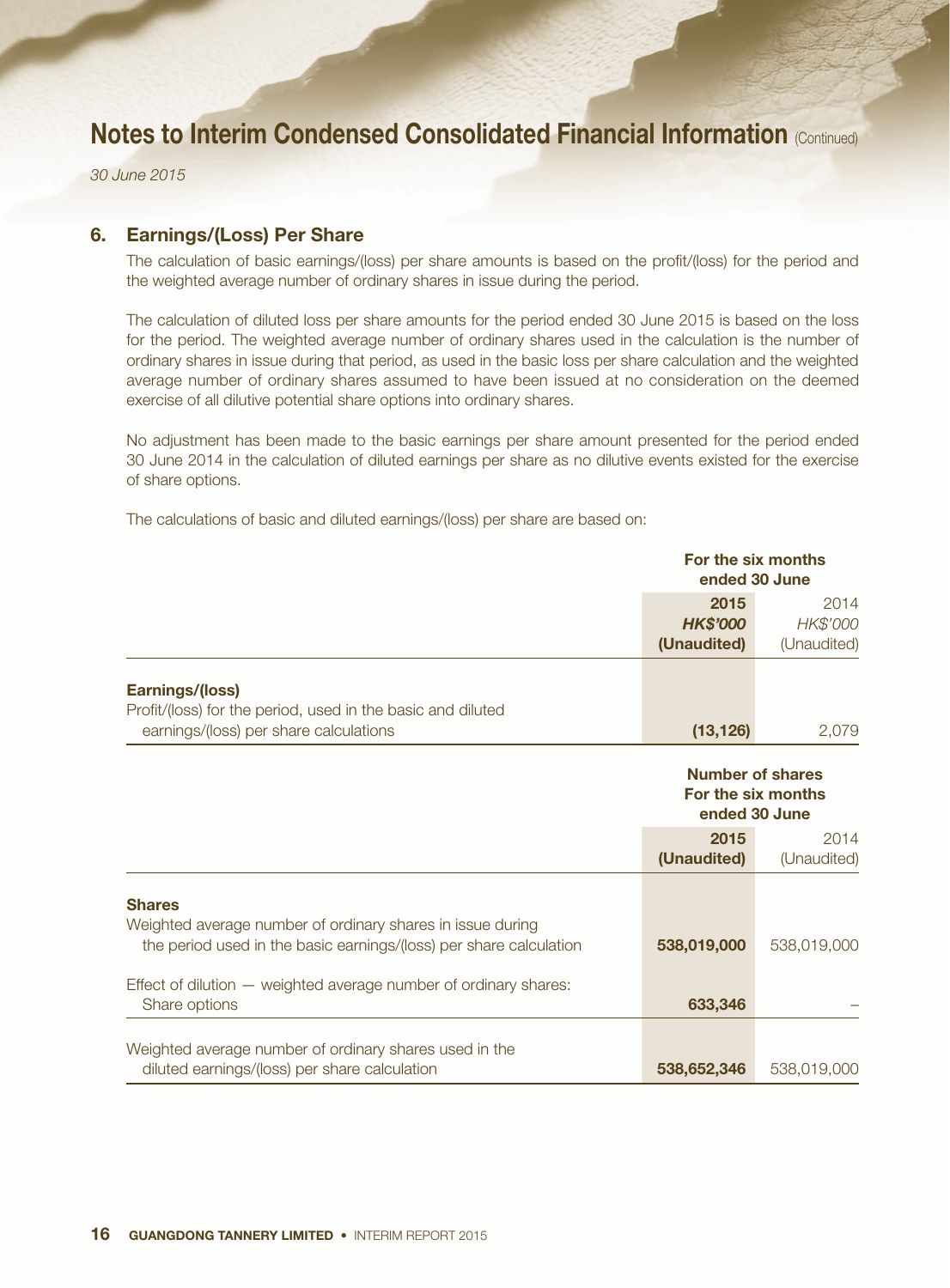# Notes to Interim Condensed Consolidated Financial Information (Continued)

*30 June 2015*

## 6. Earnings/(Loss) Per Share

The calculation of basic earnings/(loss) per share amounts is based on the profit/(loss) for the period and the weighted average number of ordinary shares in issue during the period.

The calculation of diluted loss per share amounts for the period ended 30 June 2015 is based on the loss for the period. The weighted average number of ordinary shares used in the calculation is the number of ordinary shares in issue during that period, as used in the basic loss per share calculation and the weighted average number of ordinary shares assumed to have been issued at no consideration on the deemed exercise of all dilutive potential share options into ordinary shares.

No adjustment has been made to the basic earnings per share amount presented for the period ended 30 June 2014 in the calculation of diluted earnings per share as no dilutive events existed for the exercise of share options.

The calculations of basic and diluted earnings/(loss) per share are based on:

| | **For the six months ended 30 June** | |
|---|---|---|
| | **2015** | 2014 |
| | ***HK$'000*** | *HK$'000* |
| | **(Unaudited)** | (Unaudited) |
| **Earnings/(loss)** | | |
| Profit/(loss) for the period, used in the basic and diluted earnings/(loss) per share calculations | **(13,126)** | 2,079 |

| | **Number of shares For the six months ended 30 June** | |
|---|---|---|
| | **2015** | 2014 |
| | **(Unaudited)** | (Unaudited) |
| **Shares** | | |
| Weighted average number of ordinary shares in issue during the period used in the basic earnings/(loss) per share calculation | **538,019,000** | 538,019,000 |
| Effect of dilution — weighted average number of ordinary shares: Share options | **633,346** | – |
| Weighted average number of ordinary shares used in the diluted earnings/(loss) per share calculation | **538,652,346** | 538,019,000 |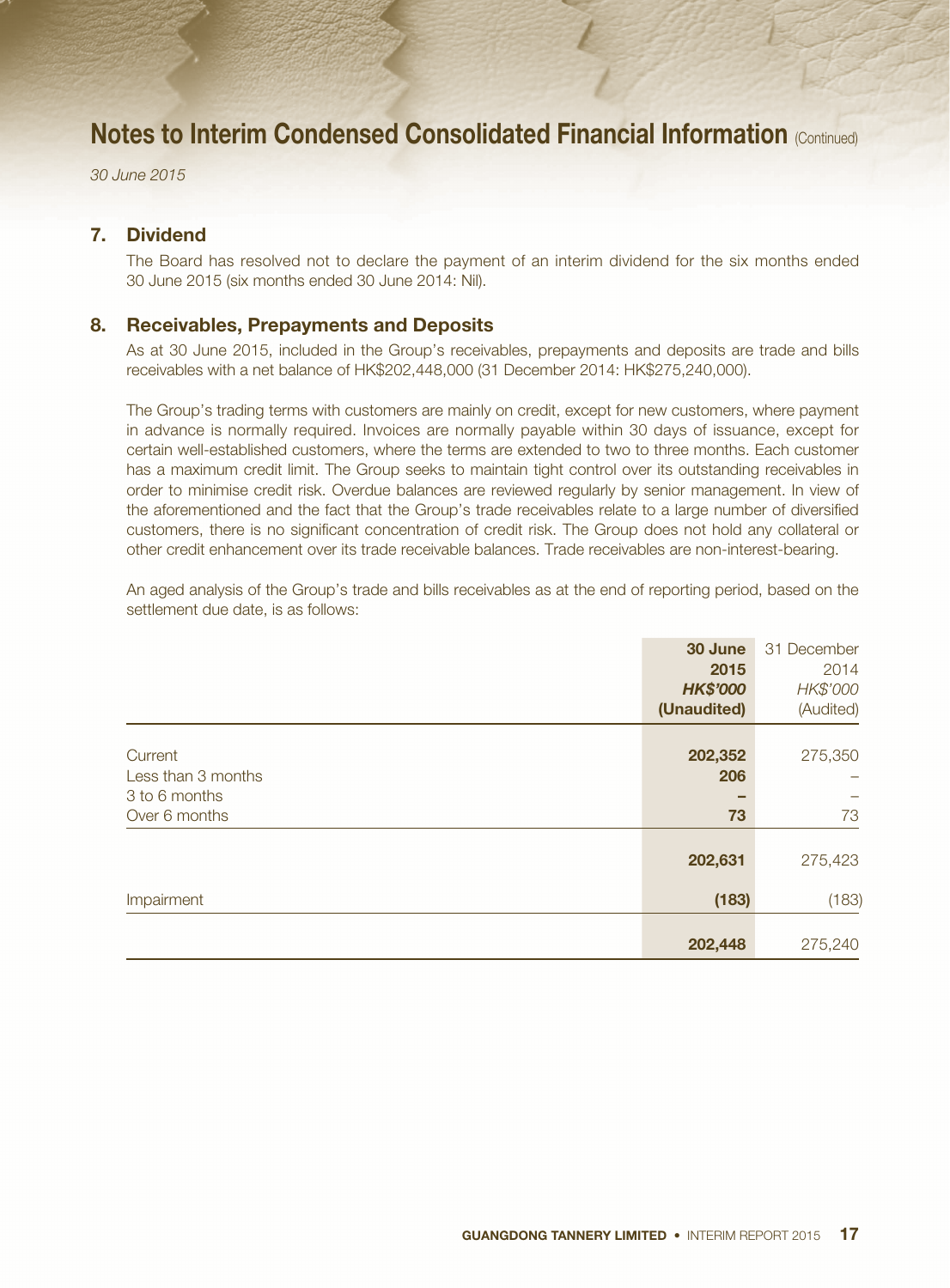# Notes to Interim Condensed Consolidated Financial Information (Continued)

*30 June 2015*

## 7. Dividend

The Board has resolved not to declare the payment of an interim dividend for the six months ended 30 June 2015 (six months ended 30 June 2014: Nil).

## 8. Receivables, Prepayments and Deposits

As at 30 June 2015, included in the Group's receivables, prepayments and deposits are trade and bills receivables with a net balance of HK$202,448,000 (31 December 2014: HK$275,240,000).

The Group's trading terms with customers are mainly on credit, except for new customers, where payment in advance is normally required. Invoices are normally payable within 30 days of issuance, except for certain well-established customers, where the terms are extended to two to three months. Each customer has a maximum credit limit. The Group seeks to maintain tight control over its outstanding receivables in order to minimise credit risk. Overdue balances are reviewed regularly by senior management. In view of the aforementioned and the fact that the Group's trade receivables relate to a large number of diversified customers, there is no significant concentration of credit risk. The Group does not hold any collateral or other credit enhancement over its trade receivable balances. Trade receivables are non-interest-bearing.

An aged analysis of the Group's trade and bills receivables as at the end of reporting period, based on the settlement due date, is as follows:

| | **30 June 2015** | 31 December 2014 |
|---|---|---|
| | ***HK$'000*** | *HK$'000* |
| | **(Unaudited)** | (Audited) |
| Current | **202,352** | 275,350 |
| Less than 3 months | **206** | – |
| 3 to 6 months | **–** | – |
| Over 6 months | **73** | 73 |
| | **202,631** | 275,423 |
| Impairment | **(183)** | (183) |
| | **202,448** | 275,240 |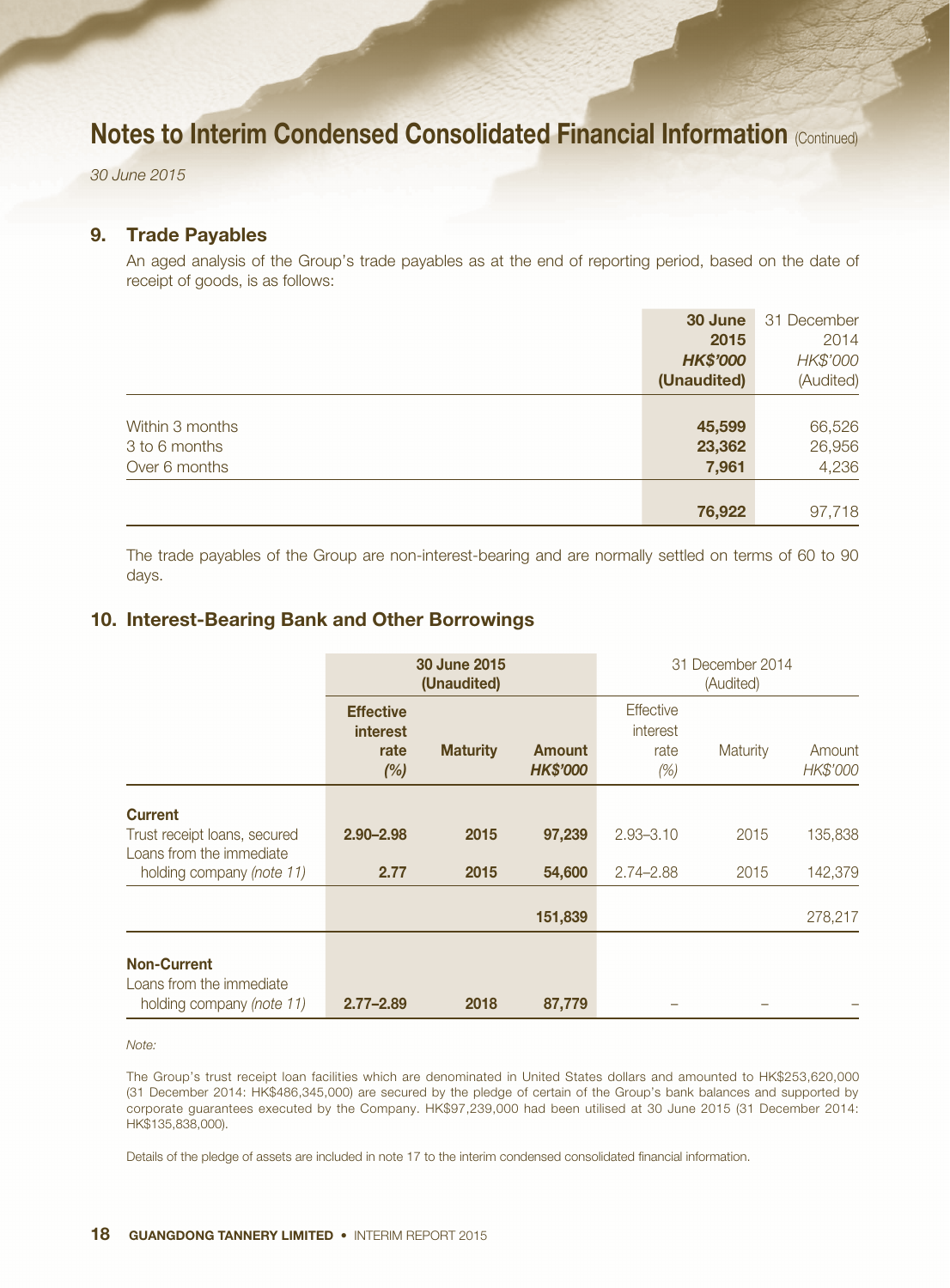# Notes to Interim Condensed Consolidated Financial Information (Continued)

*30 June 2015*

## 9. Trade Payables

An aged analysis of the Group's trade payables as at the end of reporting period, based on the date of receipt of goods, is as follows:

| | **30 June 2015** | 31 December 2014 |
|---|---|---|
| | ***HK$'000*** | *HK$'000* |
| | **(Unaudited)** | (Audited) |
| Within 3 months | **45,599** | 66,526 |
| 3 to 6 months | **23,362** | 26,956 |
| Over 6 months | **7,961** | 4,236 |
| | **76,922** | 97,718 |

The trade payables of the Group are non-interest-bearing and are normally settled on terms of 60 to 90 days.

## 10. Interest-Bearing Bank and Other Borrowings

| | **30 June 2015 (Unaudited)** | | | 31 December 2014 (Audited) | | |
|---|---|---|---|---|---|---|
| | **Effective interest rate *(%)*** | **Maturity** | **Amount *HK$'000*** | Effective interest rate *(%)* | Maturity | Amount *HK$'000* |
| **Current** | | | | | | |
| Trust receipt loans, secured | **2.90–2.98** | **2015** | **97,239** | 2.93–3.10 | 2015 | 135,838 |
| Loans from the immediate holding company *(note 11)* | **2.77** | **2015** | **54,600** | 2.74–2.88 | 2015 | 142,379 |
| | | | **151,839** | | | 278,217 |
| **Non-Current** | | | | | | |
| Loans from the immediate holding company *(note 11)* | **2.77–2.89** | **2018** | **87,779** | – | – | – |

*Note:*

The Group's trust receipt loan facilities which are denominated in United States dollars and amounted to HK$253,620,000 (31 December 2014: HK$486,345,000) are secured by the pledge of certain of the Group's bank balances and supported by corporate guarantees executed by the Company. HK$97,239,000 had been utilised at 30 June 2015 (31 December 2014: HK$135,838,000).

Details of the pledge of assets are included in note 17 to the interim condensed consolidated financial information.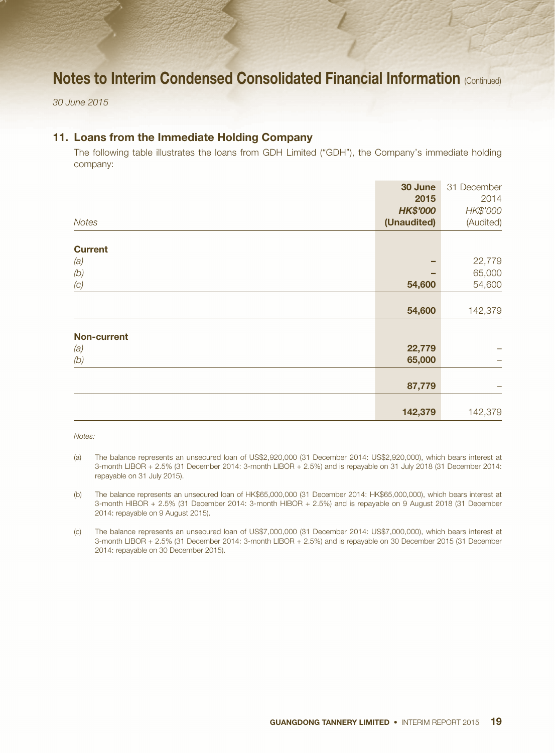## 11. Loans from the Immediate Holding Company

The following table illustrates the loans from GDH Limited ("GDH"), the Company's immediate holding company:

| Notes | **30 June 2015** ***HK$'000*** **(Unaudited)** | 31 December 2014 *HK$'000* (Audited) |
|---|---|---|
| **Current** | | |
| *(a)* | **–** | 22,779 |
| *(b)* | **–** | 65,000 |
| *(c)* | **54,600** | 54,600 |
| | **54,600** | 142,379 |
| **Non-current** | | |
| *(a)* | **22,779** | – |
| *(b)* | **65,000** | – |
| | **87,779** | – |
| | **142,379** | 142,379 |

*Notes:*

(a) The balance represents an unsecured loan of US$2,920,000 (31 December 2014: US$2,920,000), which bears interest at 3-month LIBOR + 2.5% (31 December 2014: 3-month LIBOR + 2.5%) and is repayable on 31 July 2018 (31 December 2014: repayable on 31 July 2015).

(b) The balance represents an unsecured loan of HK$65,000,000 (31 December 2014: HK$65,000,000), which bears interest at 3-month HIBOR + 2.5% (31 December 2014: 3-month HIBOR + 2.5%) and is repayable on 9 August 2018 (31 December 2014: repayable on 9 August 2015).

(c) The balance represents an unsecured loan of US$7,000,000 (31 December 2014: US$7,000,000), which bears interest at 3-month LIBOR + 2.5% (31 December 2014: 3-month LIBOR + 2.5%) and is repayable on 30 December 2015 (31 December 2014: repayable on 30 December 2015).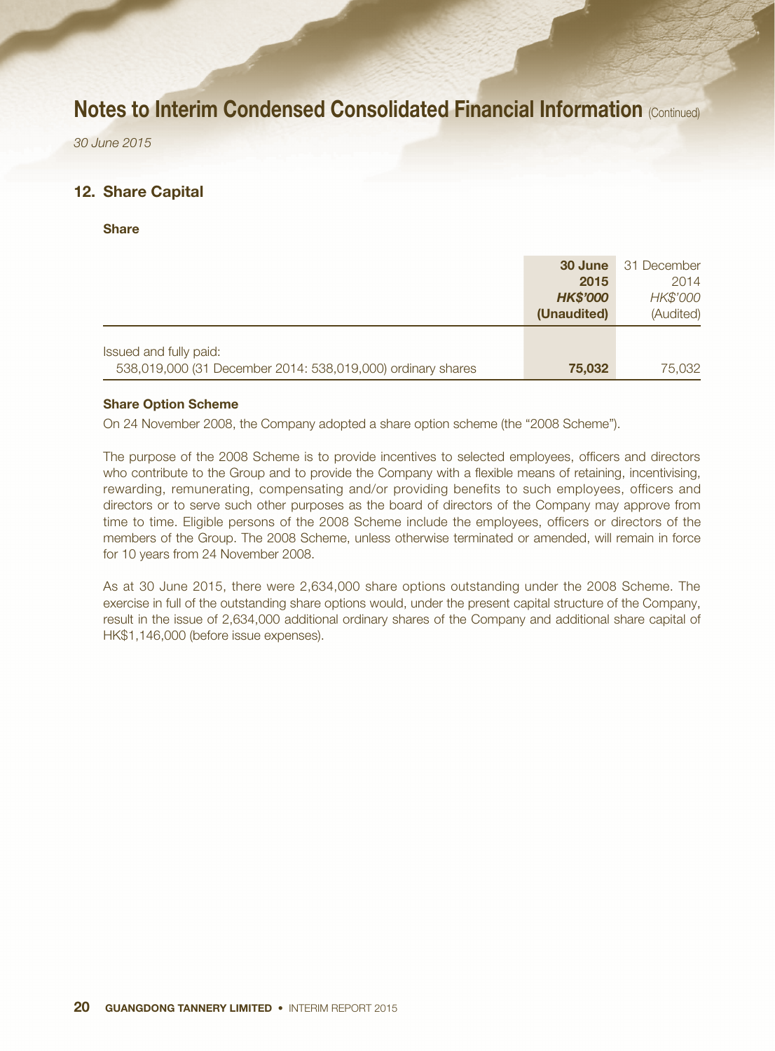## 12. Share Capital

**Share**

| | **30 June 2015** | 31 December 2014 |
|---|---|---|
| | ***HK$'000*** | *HK$'000* |
| | **(Unaudited)** | (Audited) |
| Issued and fully paid: | | |
| 538,019,000 (31 December 2014: 538,019,000) ordinary shares | **75,032** | 75,032 |

**Share Option Scheme**

On 24 November 2008, the Company adopted a share option scheme (the "2008 Scheme").

The purpose of the 2008 Scheme is to provide incentives to selected employees, officers and directors who contribute to the Group and to provide the Company with a flexible means of retaining, incentivising, rewarding, remunerating, compensating and/or providing benefits to such employees, officers and directors or to serve such other purposes as the board of directors of the Company may approve from time to time. Eligible persons of the 2008 Scheme include the employees, officers or directors of the members of the Group. The 2008 Scheme, unless otherwise terminated or amended, will remain in force for 10 years from 24 November 2008.

As at 30 June 2015, there were 2,634,000 share options outstanding under the 2008 Scheme. The exercise in full of the outstanding share options would, under the present capital structure of the Company, result in the issue of 2,634,000 additional ordinary shares of the Company and additional share capital of HK$1,146,000 (before issue expenses).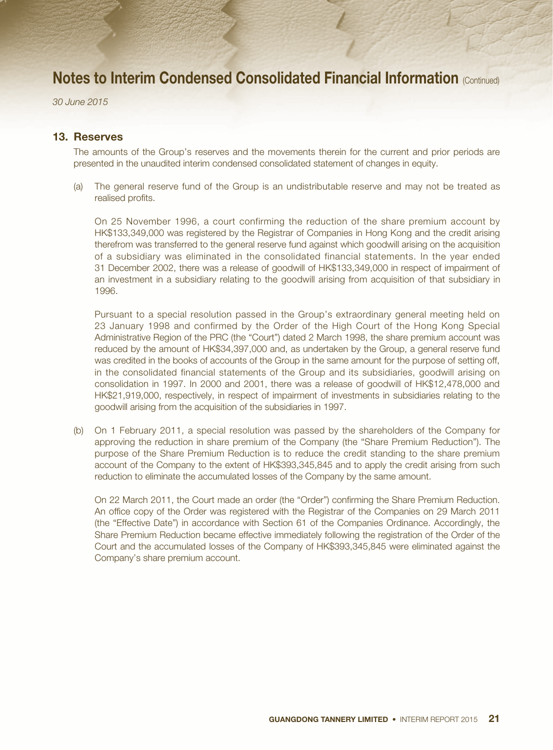## 13. Reserves

The amounts of the Group's reserves and the movements therein for the current and prior periods are presented in the unaudited interim condensed consolidated statement of changes in equity.

(a) The general reserve fund of the Group is an undistributable reserve and may not be treated as realised profits.

On 25 November 1996, a court confirming the reduction of the share premium account by HK$133,349,000 was registered by the Registrar of Companies in Hong Kong and the credit arising therefrom was transferred to the general reserve fund against which goodwill arising on the acquisition of a subsidiary was eliminated in the consolidated financial statements. In the year ended 31 December 2002, there was a release of goodwill of HK$133,349,000 in respect of impairment of an investment in a subsidiary relating to the goodwill arising from acquisition of that subsidiary in 1996.

Pursuant to a special resolution passed in the Group's extraordinary general meeting held on 23 January 1998 and confirmed by the Order of the High Court of the Hong Kong Special Administrative Region of the PRC (the "Court") dated 2 March 1998, the share premium account was reduced by the amount of HK$34,397,000 and, as undertaken by the Group, a general reserve fund was credited in the books of accounts of the Group in the same amount for the purpose of setting off, in the consolidated financial statements of the Group and its subsidiaries, goodwill arising on consolidation in 1997. In 2000 and 2001, there was a release of goodwill of HK$12,478,000 and HK$21,919,000, respectively, in respect of impairment of investments in subsidiaries relating to the goodwill arising from the acquisition of the subsidiaries in 1997.

(b) On 1 February 2011, a special resolution was passed by the shareholders of the Company for approving the reduction in share premium of the Company (the "Share Premium Reduction"). The purpose of the Share Premium Reduction is to reduce the credit standing to the share premium account of the Company to the extent of HK$393,345,845 and to apply the credit arising from such reduction to eliminate the accumulated losses of the Company by the same amount.

On 22 March 2011, the Court made an order (the "Order") confirming the Share Premium Reduction. An office copy of the Order was registered with the Registrar of the Companies on 29 March 2011 (the "Effective Date") in accordance with Section 61 of the Companies Ordinance. Accordingly, the Share Premium Reduction became effective immediately following the registration of the Order of the Court and the accumulated losses of the Company of HK$393,345,845 were eliminated against the Company's share premium account.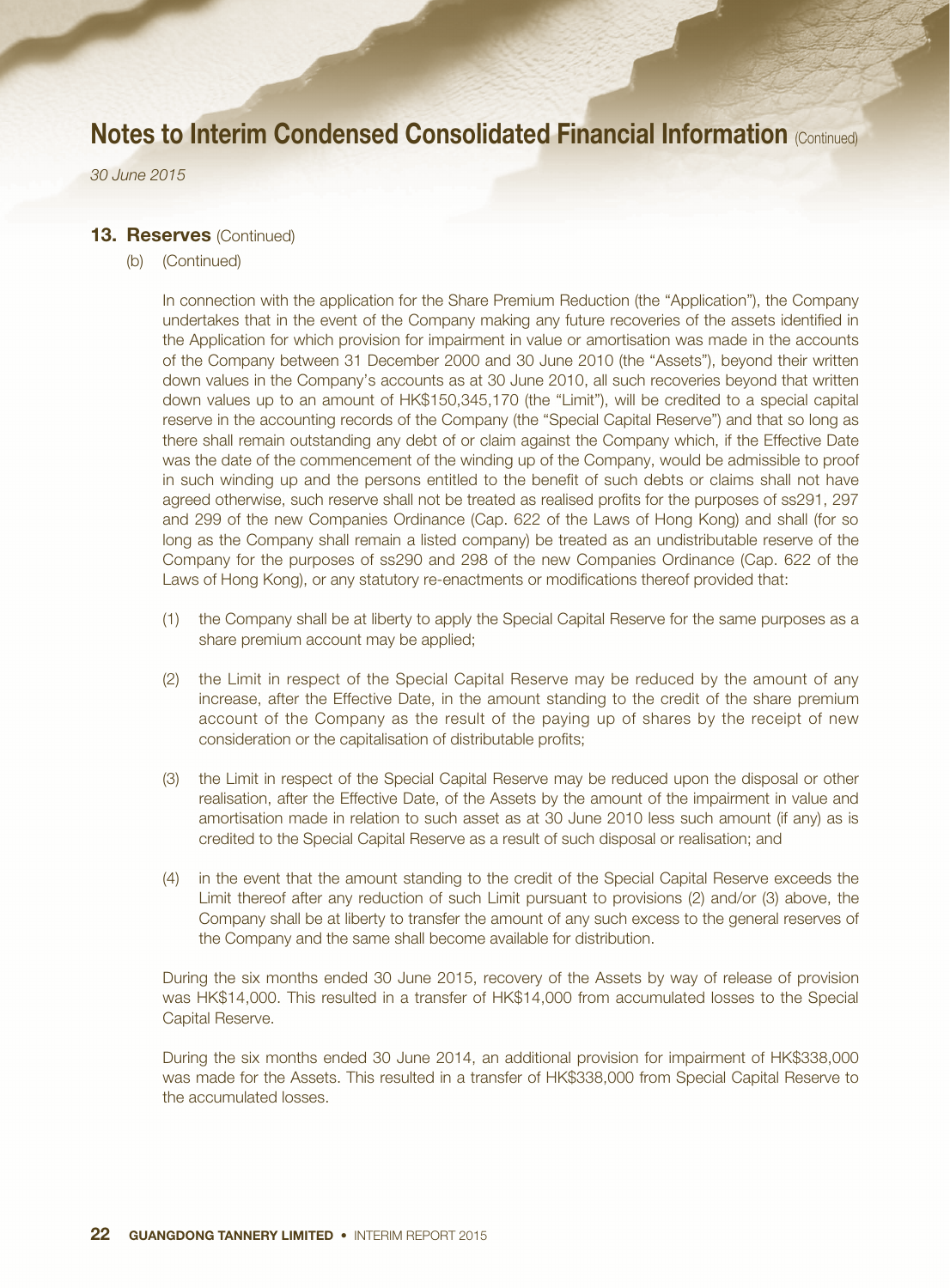## 13. Reserves (Continued)

(b) (Continued)

In connection with the application for the Share Premium Reduction (the "Application"), the Company undertakes that in the event of the Company making any future recoveries of the assets identified in the Application for which provision for impairment in value or amortisation was made in the accounts of the Company between 31 December 2000 and 30 June 2010 (the "Assets"), beyond their written down values in the Company's accounts as at 30 June 2010, all such recoveries beyond that written down values up to an amount of HK$150,345,170 (the "Limit"), will be credited to a special capital reserve in the accounting records of the Company (the "Special Capital Reserve") and that so long as there shall remain outstanding any debt of or claim against the Company which, if the Effective Date was the date of the commencement of the winding up of the Company, would be admissible to proof in such winding up and the persons entitled to the benefit of such debts or claims shall not have agreed otherwise, such reserve shall not be treated as realised profits for the purposes of ss291, 297 and 299 of the new Companies Ordinance (Cap. 622 of the Laws of Hong Kong) and shall (for so long as the Company shall remain a listed company) be treated as an undistributable reserve of the Company for the purposes of ss290 and 298 of the new Companies Ordinance (Cap. 622 of the Laws of Hong Kong), or any statutory re-enactments or modifications thereof provided that:

(1) the Company shall be at liberty to apply the Special Capital Reserve for the same purposes as a share premium account may be applied;

(2) the Limit in respect of the Special Capital Reserve may be reduced by the amount of any increase, after the Effective Date, in the amount standing to the credit of the share premium account of the Company as the result of the paying up of shares by the receipt of new consideration or the capitalisation of distributable profits;

(3) the Limit in respect of the Special Capital Reserve may be reduced upon the disposal or other realisation, after the Effective Date, of the Assets by the amount of the impairment in value and amortisation made in relation to such asset as at 30 June 2010 less such amount (if any) as is credited to the Special Capital Reserve as a result of such disposal or realisation; and

(4) in the event that the amount standing to the credit of the Special Capital Reserve exceeds the Limit thereof after any reduction of such Limit pursuant to provisions (2) and/or (3) above, the Company shall be at liberty to transfer the amount of any such excess to the general reserves of the Company and the same shall become available for distribution.

During the six months ended 30 June 2015, recovery of the Assets by way of release of provision was HK$14,000. This resulted in a transfer of HK$14,000 from accumulated losses to the Special Capital Reserve.

During the six months ended 30 June 2014, an additional provision for impairment of HK$338,000 was made for the Assets. This resulted in a transfer of HK$338,000 from Special Capital Reserve to the accumulated losses.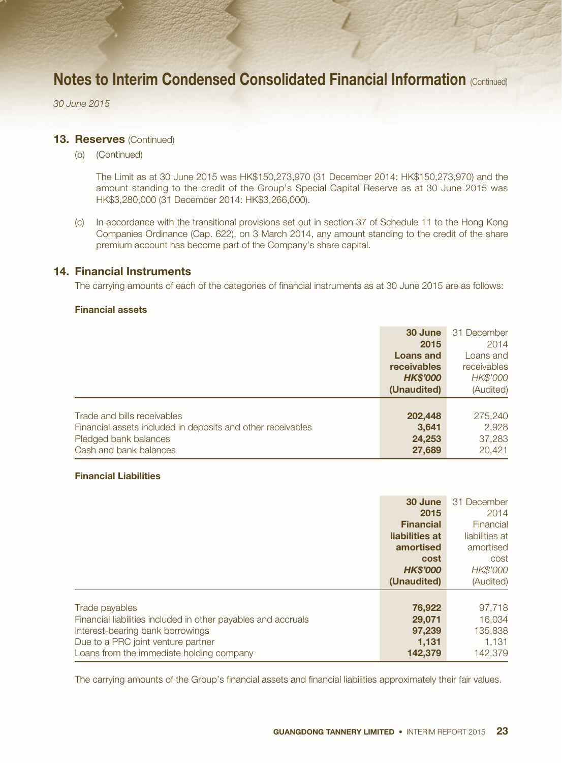# Notes to Interim Condensed Consolidated Financial Information (Continued)

*30 June 2015*

## 13. Reserves (Continued)

(b) (Continued)

The Limit as at 30 June 2015 was HK$150,273,970 (31 December 2014: HK$150,273,970) and the amount standing to the credit of the Group's Special Capital Reserve as at 30 June 2015 was HK$3,280,000 (31 December 2014: HK$3,266,000).

(c) In accordance with the transitional provisions set out in section 37 of Schedule 11 to the Hong Kong Companies Ordinance (Cap. 622), on 3 March 2014, any amount standing to the credit of the share premium account has become part of the Company's share capital.

## 14. Financial Instruments

The carrying amounts of each of the categories of financial instruments as at 30 June 2015 are as follows:

**Financial assets**

| | **30 June 2015 Loans and receivables *HK$'000* (Unaudited)** | 31 December 2014 Loans and receivables *HK$'000* (Audited) |
|---|---|---|
| Trade and bills receivables | **202,448** | 275,240 |
| Financial assets included in deposits and other receivables | **3,641** | 2,928 |
| Pledged bank balances | **24,253** | 37,283 |
| Cash and bank balances | **27,689** | 20,421 |

**Financial Liabilities**

| | **30 June 2015 Financial liabilities at amortised cost *HK$'000* (Unaudited)** | 31 December 2014 Financial liabilities at amortised cost *HK$'000* (Audited) |
|---|---|---|
| Trade payables | **76,922** | 97,718 |
| Financial liabilities included in other payables and accruals | **29,071** | 16,034 |
| Interest-bearing bank borrowings | **97,239** | 135,838 |
| Due to a PRC joint venture partner | **1,131** | 1,131 |
| Loans from the immediate holding company | **142,379** | 142,379 |

The carrying amounts of the Group's financial assets and financial liabilities approximately their fair values.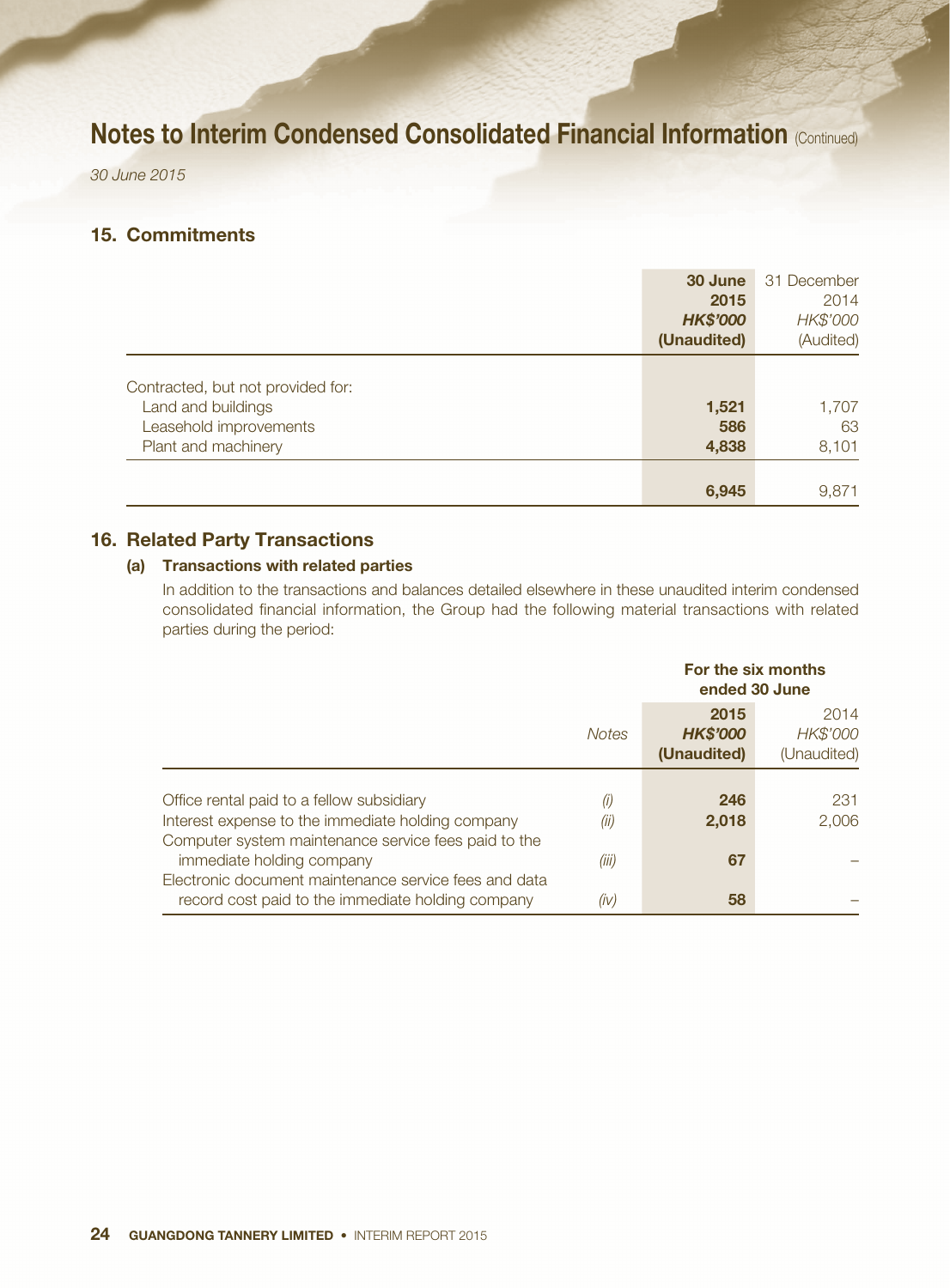# Notes to Interim Condensed Consolidated Financial Information (Continued)

*30 June 2015*

## 15. Commitments

| | **30 June 2015** ***HK$'000*** **(Unaudited)** | 31 December 2014 *HK$'000* (Audited) |
|---|---|---|
| Contracted, but not provided for: | | |
| Land and buildings | **1,521** | 1,707 |
| Leasehold improvements | **586** | 63 |
| Plant and machinery | **4,838** | 8,101 |
| | **6,945** | 9,871 |

## 16. Related Party Transactions

### (a) Transactions with related parties

In addition to the transactions and balances detailed elsewhere in these unaudited interim condensed consolidated financial information, the Group had the following material transactions with related parties during the period:

| | | **For the six months ended 30 June** | |
|---|---|---|---|
| | *Notes* | **2015** ***HK$'000*** **(Unaudited)** | 2014 *HK$'000* (Unaudited) |
| Office rental paid to a fellow subsidiary | *(i)* | **246** | 231 |
| Interest expense to the immediate holding company | *(ii)* | **2,018** | 2,006 |
| Computer system maintenance service fees paid to the immediate holding company | *(iii)* | **67** | – |
| Electronic document maintenance service fees and data record cost paid to the immediate holding company | *(iv)* | **58** | – |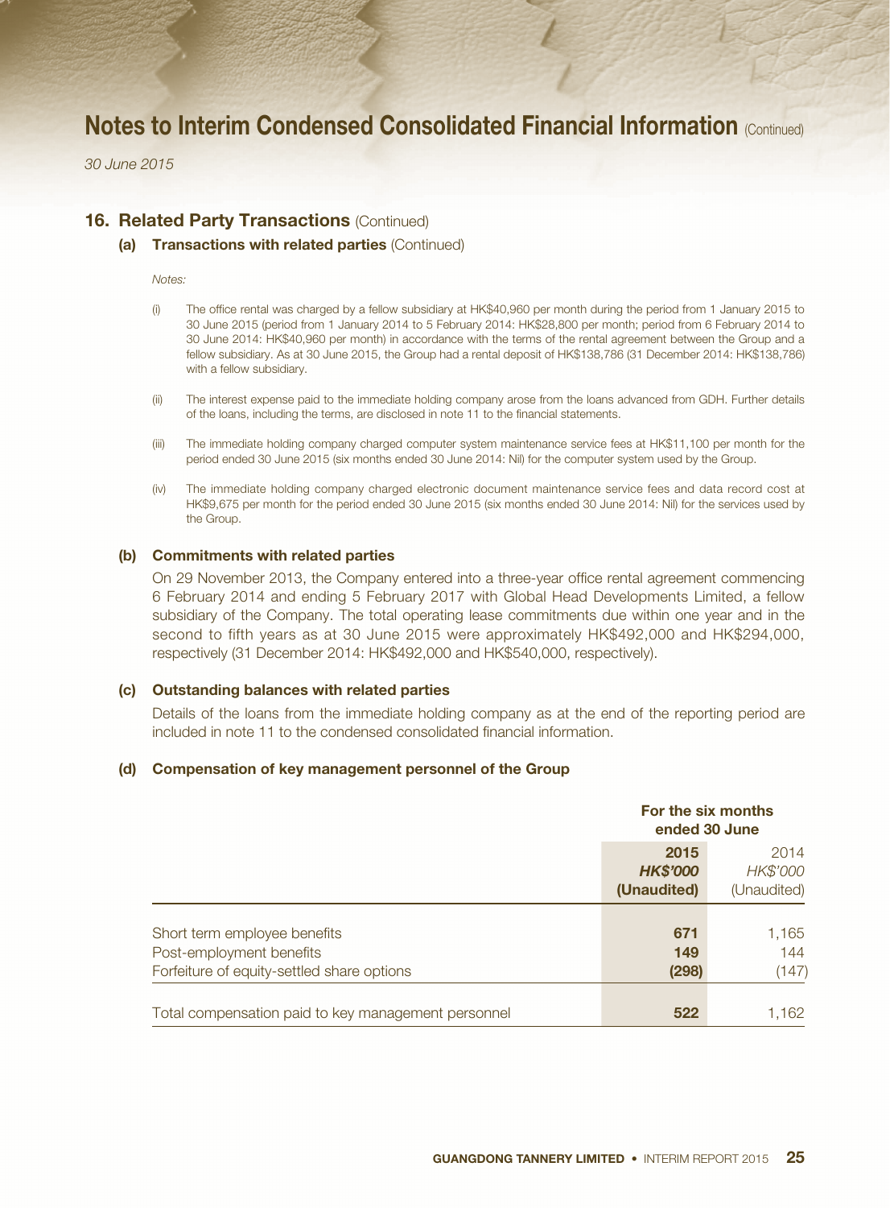# Notes to Interim Condensed Consolidated Financial Information (Continued)

*30 June 2015*

## 16. Related Party Transactions (Continued)

### (a) Transactions with related parties (Continued)

*Notes:*

(i) The office rental was charged by a fellow subsidiary at HK$40,960 per month during the period from 1 January 2015 to 30 June 2015 (period from 1 January 2014 to 5 February 2014: HK$28,800 per month; period from 6 February 2014 to 30 June 2014: HK$40,960 per month) in accordance with the terms of the rental agreement between the Group and a fellow subsidiary. As at 30 June 2015, the Group had a rental deposit of HK$138,786 (31 December 2014: HK$138,786) with a fellow subsidiary.

(ii) The interest expense paid to the immediate holding company arose from the loans advanced from GDH. Further details of the loans, including the terms, are disclosed in note 11 to the financial statements.

(iii) The immediate holding company charged computer system maintenance service fees at HK$11,100 per month for the period ended 30 June 2015 (six months ended 30 June 2014: Nil) for the computer system used by the Group.

(iv) The immediate holding company charged electronic document maintenance service fees and data record cost at HK$9,675 per month for the period ended 30 June 2015 (six months ended 30 June 2014: Nil) for the services used by the Group.

### (b) Commitments with related parties

On 29 November 2013, the Company entered into a three-year office rental agreement commencing 6 February 2014 and ending 5 February 2017 with Global Head Developments Limited, a fellow subsidiary of the Company. The total operating lease commitments due within one year and in the second to fifth years as at 30 June 2015 were approximately HK$492,000 and HK$294,000, respectively (31 December 2014: HK$492,000 and HK$540,000, respectively).

### (c) Outstanding balances with related parties

Details of the loans from the immediate holding company as at the end of the reporting period are included in note 11 to the condensed consolidated financial information.

### (d) Compensation of key management personnel of the Group

| | For the six months ended 30 June | |
|---|---|---|
| | **2015** | 2014 |
| | ***HK$'000*** | *HK$'000* |
| | **(Unaudited)** | (Unaudited) |
| Short term employee benefits | **671** | 1,165 |
| Post-employment benefits | **149** | 144 |
| Forfeiture of equity-settled share options | **(298)** | (147) |
| Total compensation paid to key management personnel | **522** | 1,162 |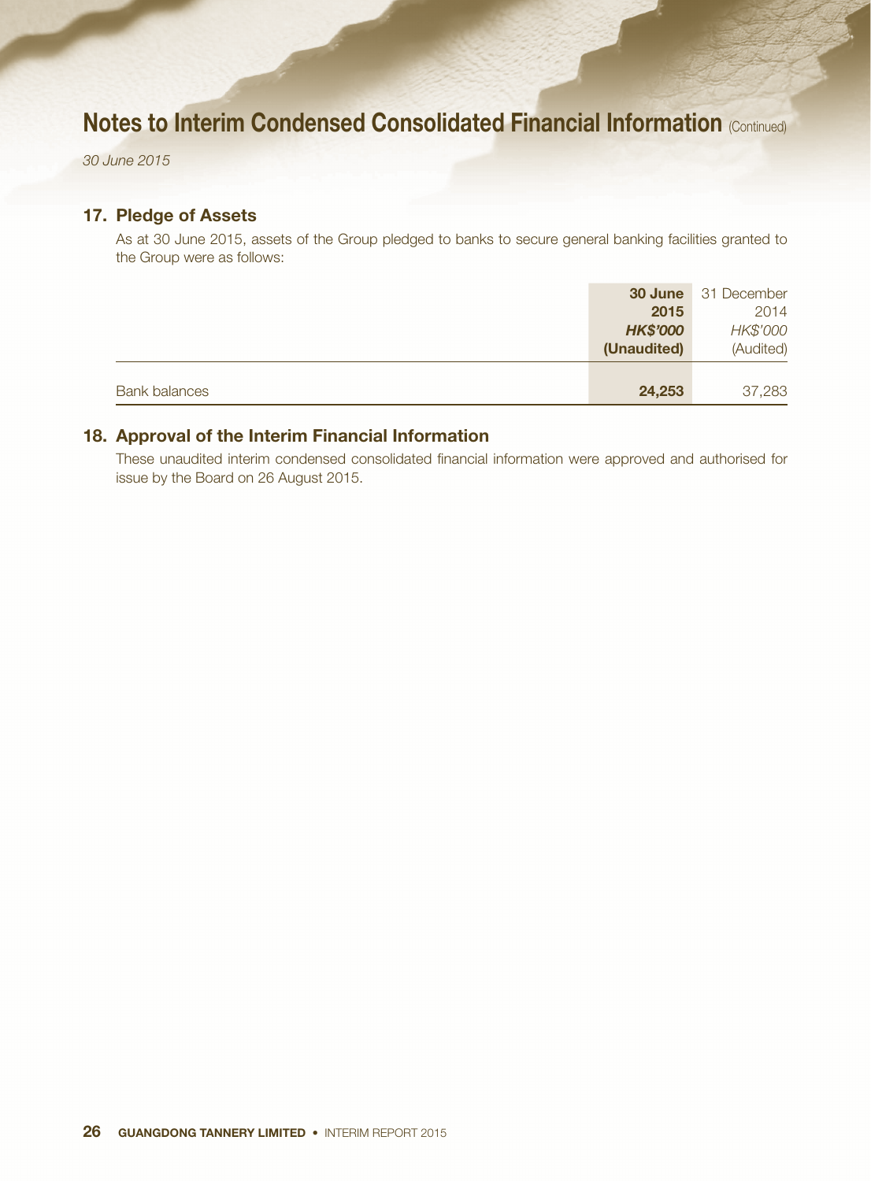# Notes to Interim Condensed Consolidated Financial Information (Continued)

*30 June 2015*

## 17. Pledge of Assets

As at 30 June 2015, assets of the Group pledged to banks to secure general banking facilities granted to the Group were as follows:

| | **30 June 2015** | 31 December 2014 |
|---|---|---|
| | ***HK$'000*** | *HK$'000* |
| | **(Unaudited)** | (Audited) |
| Bank balances | **24,253** | 37,283 |

## 18. Approval of the Interim Financial Information

These unaudited interim condensed consolidated financial information were approved and authorised for issue by the Board on 26 August 2015.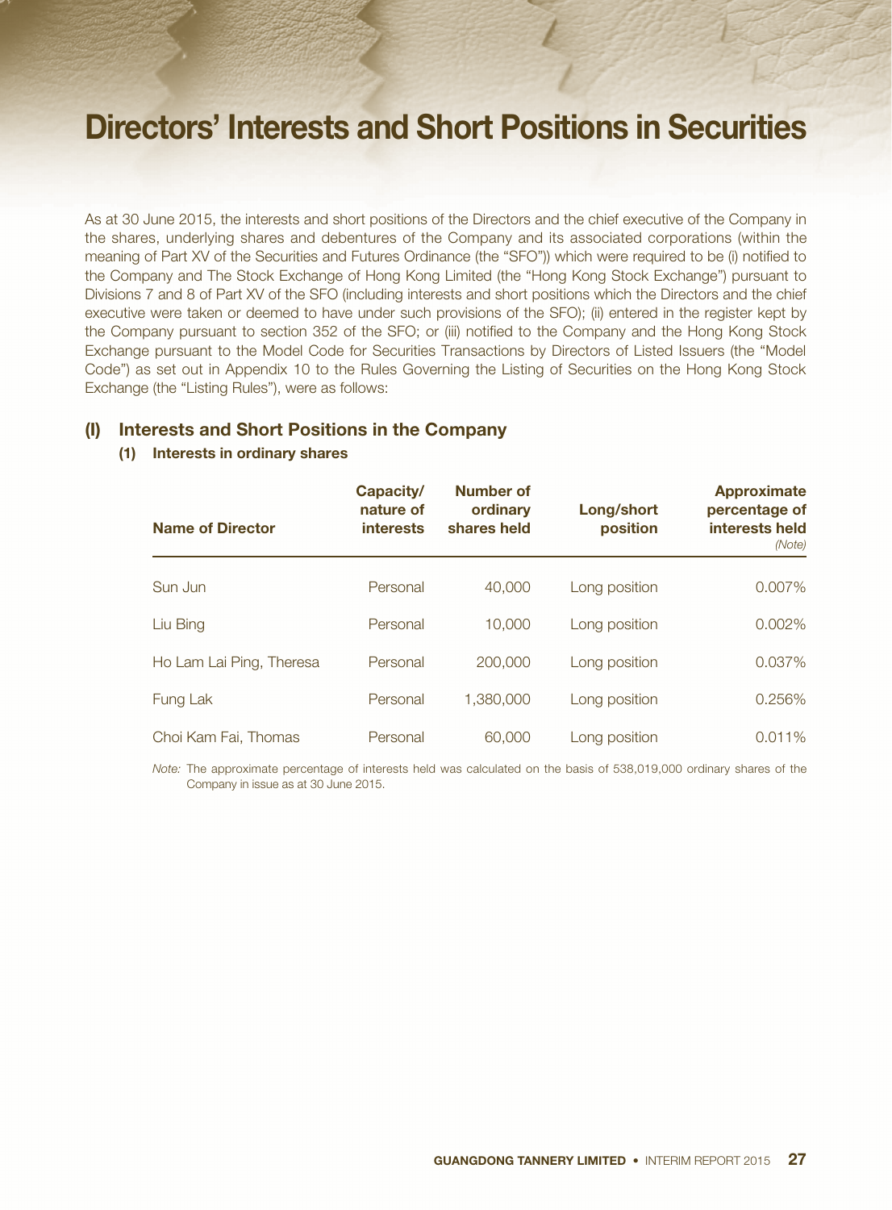# Directors' Interests and Short Positions in Securities

As at 30 June 2015, the interests and short positions of the Directors and the chief executive of the Company in the shares, underlying shares and debentures of the Company and its associated corporations (within the meaning of Part XV of the Securities and Futures Ordinance (the "SFO")) which were required to be (i) notified to the Company and The Stock Exchange of Hong Kong Limited (the "Hong Kong Stock Exchange") pursuant to Divisions 7 and 8 of Part XV of the SFO (including interests and short positions which the Directors and the chief executive were taken or deemed to have under such provisions of the SFO); (ii) entered in the register kept by the Company pursuant to section 352 of the SFO; or (iii) notified to the Company and the Hong Kong Stock Exchange pursuant to the Model Code for Securities Transactions by Directors of Listed Issuers (the "Model Code") as set out in Appendix 10 to the Rules Governing the Listing of Securities on the Hong Kong Stock Exchange (the "Listing Rules"), were as follows:

## (I) Interests and Short Positions in the Company

### (1) Interests in ordinary shares

| Name of Director | Capacity/ nature of interests | Number of ordinary shares held | Long/short position | Approximate percentage of interests held *(Note)* |
|---|---|---|---|---|
| Sun Jun | Personal | 40,000 | Long position | 0.007% |
| Liu Bing | Personal | 10,000 | Long position | 0.002% |
| Ho Lam Lai Ping, Theresa | Personal | 200,000 | Long position | 0.037% |
| Fung Lak | Personal | 1,380,000 | Long position | 0.256% |
| Choi Kam Fai, Thomas | Personal | 60,000 | Long position | 0.011% |

*Note:* The approximate percentage of interests held was calculated on the basis of 538,019,000 ordinary shares of the Company in issue as at 30 June 2015.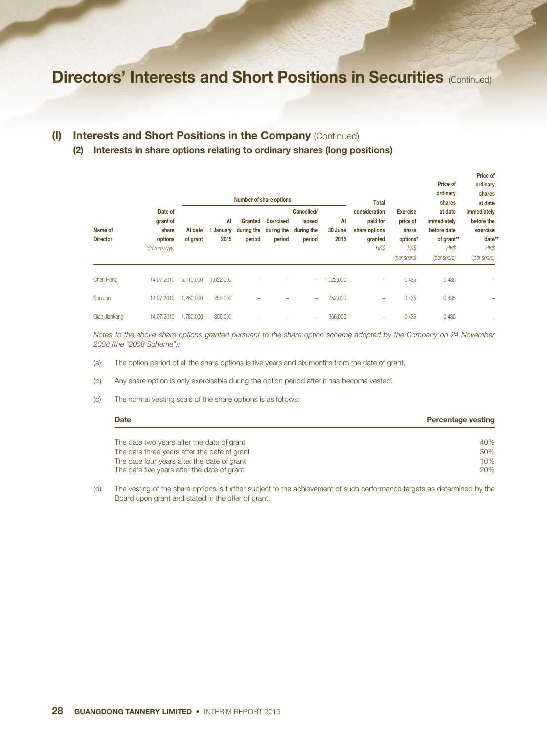# Directors' Interests and Short Positions in Securities (Continued)

## (I) Interests and Short Positions in the Company (Continued)

### (2) Interests in share options relating to ordinary shares (long positions)

| Name of Director | Date of grant of share options *(dd.mm.yyyy)* | Number of share options | | | | | | Total consideration paid for share options granted HK$ | Exercise price of share options* HK$ *(per share)* | Price of ordinary shares at date immediately before date of grant** HK$ *(per share)* | Price of ordinary shares at date immediately before the exercise date** HK$ *(per share)* |
|---|---|---|---|---|---|---|---|---|---|---|---|
| | | At date of grant | At 1 January 2015 | Granted during the period | Exercised during the period | Cancelled/ lapsed during the period | At 30 June 2015 | | | | |
| Chen Hong | 14.07.2010 | 5,110,000 | 1,022,000 | – | – | – | 1,022,000 | – | 0.435 | 0.435 | – |
| Sun Jun | 14.07.2010 | 1,260,000 | 252,000 | – | – | – | 252,000 | – | 0.435 | 0.435 | – |
| Qiao Jiankang | 14.07.2010 | 1,780,000 | 356,000 | – | – | – | 356,000 | – | 0.435 | 0.435 | – |

*Notes to the above share options granted pursuant to the share option scheme adopted by the Company on 24 November 2008 (the "2008 Scheme"):*

(a) The option period of all the share options is five years and six months from the date of grant.

(b) Any share option is only exercisable during the option period after it has become vested.

(c) The normal vesting scale of the share options is as follows:

| Date | Percentage vesting |
|---|---|
| The date two years after the date of grant | 40% |
| The date three years after the date of grant | 30% |
| The date four years after the date of grant | 10% |
| The date five years after the date of grant | 20% |

(d) The vesting of the share options is further subject to the achievement of such performance targets as determined by the Board upon grant and stated in the offer of grant.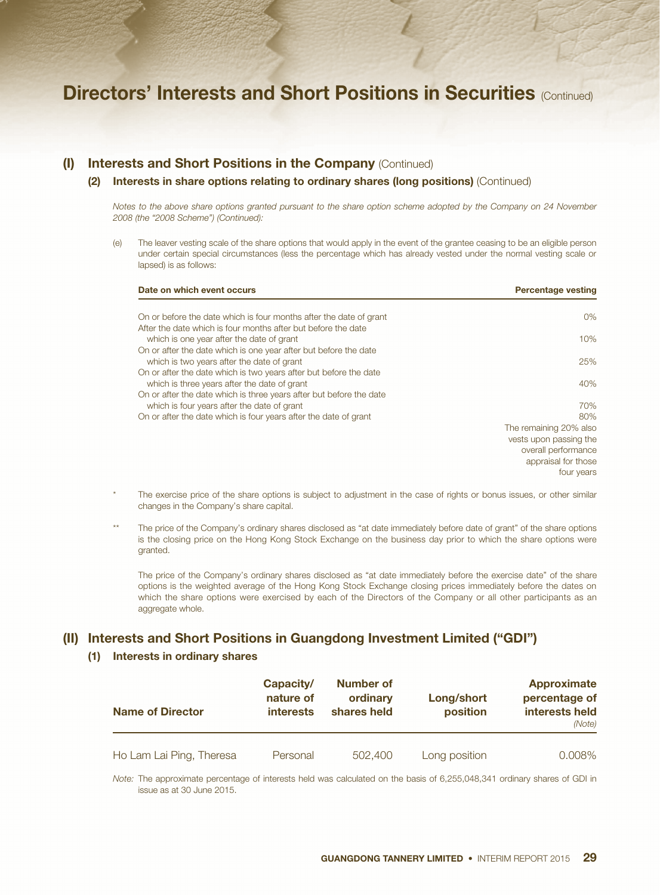# Directors' Interests and Short Positions in Securities (Continued)

## (I) Interests and Short Positions in the Company (Continued)

### (2) Interests in share options relating to ordinary shares (long positions) (Continued)

*Notes to the above share options granted pursuant to the share option scheme adopted by the Company on 24 November 2008 (the "2008 Scheme") (Continued):*

(e) The leaver vesting scale of the share options that would apply in the event of the grantee ceasing to be an eligible person under certain special circumstances (less the percentage which has already vested under the normal vesting scale or lapsed) is as follows:

| Date on which event occurs | Percentage vesting |
|---|---|
| On or before the date which is four months after the date of grant | 0% |
| After the date which is four months after but before the date which is one year after the date of grant | 10% |
| On or after the date which is one year after but before the date which is two years after the date of grant | 25% |
| On or after the date which is two years after but before the date which is three years after the date of grant | 40% |
| On or after the date which is three years after but before the date which is four years after the date of grant | 70% |
| On or after the date which is four years after the date of grant | 80% The remaining 20% also vests upon passing the overall performance appraisal for those four years |

\* The exercise price of the share options is subject to adjustment in the case of rights or bonus issues, or other similar changes in the Company's share capital.

\*\* The price of the Company's ordinary shares disclosed as "at date immediately before date of grant" of the share options is the closing price on the Hong Kong Stock Exchange on the business day prior to which the share options were granted.

The price of the Company's ordinary shares disclosed as "at date immediately before the exercise date" of the share options is the weighted average of the Hong Kong Stock Exchange closing prices immediately before the dates on which the share options were exercised by each of the Directors of the Company or all other participants as an aggregate whole.

## (II) Interests and Short Positions in Guangdong Investment Limited ("GDI")

### (1) Interests in ordinary shares

| Name of Director | Capacity/ nature of interests | Number of ordinary shares held | Long/short position | Approximate percentage of interests held *(Note)* |
|---|---|---|---|---|
| Ho Lam Lai Ping, Theresa | Personal | 502,400 | Long position | 0.008% |

*Note:* The approximate percentage of interests held was calculated on the basis of 6,255,048,341 ordinary shares of GDI in issue as at 30 June 2015.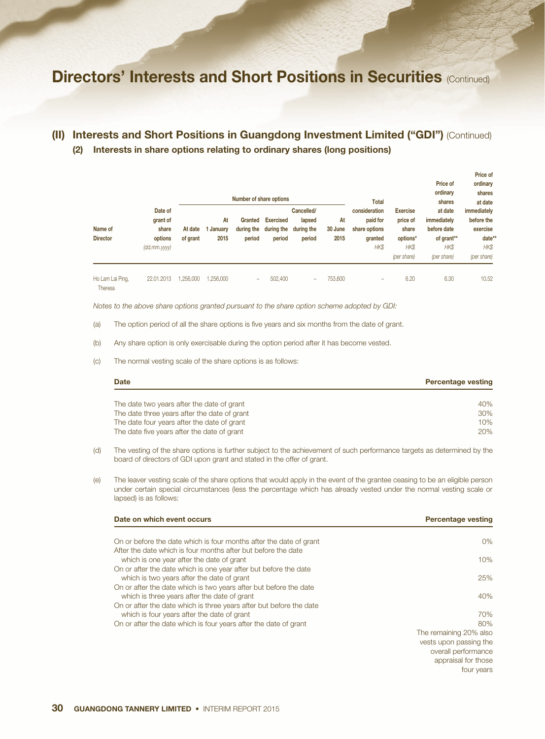# Directors' Interests and Short Positions in Securities (Continued)

## (II) Interests and Short Positions in Guangdong Investment Limited ("GDI") (Continued)

### (2) Interests in share options relating to ordinary shares (long positions)

| Name of Director | Date of grant of share options (dd.mm.yyyy) | Number of share options | | | | | | Total consideration paid for share options granted HK$ | Exercise price of share options* HK$ (per share) | Price of ordinary shares at date immediately before date of grant** HK$ (per share) | Price of ordinary shares at date immediately before the exercise date** HK$ (per share) |
|---|---|---|---|---|---|---|---|---|---|---|---|
| | | At date of grant | At 1 January 2015 | Granted during the period | Exercised during the period | Cancelled/ lapsed during the period | At 30 June 2015 | | | | |
| Ho Lam Lai Ping, Theresa | 22.01.2013 | 1,256,000 | 1,256,000 | – | 502,400 | – | 753,600 | – | 6.20 | 6.30 | 10.52 |

*Notes to the above share options granted pursuant to the share option scheme adopted by GDI:*

(a) The option period of all the share options is five years and six months from the date of grant.

(b) Any share option is only exercisable during the option period after it has become vested.

(c) The normal vesting scale of the share options is as follows:

| Date | Percentage vesting |
|---|---|
| The date two years after the date of grant | 40% |
| The date three years after the date of grant | 30% |
| The date four years after the date of grant | 10% |
| The date five years after the date of grant | 20% |

(d) The vesting of the share options is further subject to the achievement of such performance targets as determined by the board of directors of GDI upon grant and stated in the offer of grant.

(e) The leaver vesting scale of the share options that would apply in the event of the grantee ceasing to be an eligible person under certain special circumstances (less the percentage which has already vested under the normal vesting scale or lapsed) is as follows:

| Date on which event occurs | Percentage vesting |
|---|---|
| On or before the date which is four months after the date of grant | 0% |
| After the date which is four months after but before the date which is one year after the date of grant | 10% |
| On or after the date which is one year after but before the date which is two years after the date of grant | 25% |
| On or after the date which is two years after but before the date which is three years after the date of grant | 40% |
| On or after the date which is three years after but before the date which is four years after the date of grant | 70% |
| On or after the date which is four years after the date of grant | 80% The remaining 20% also vests upon passing the overall performance appraisal for those four years |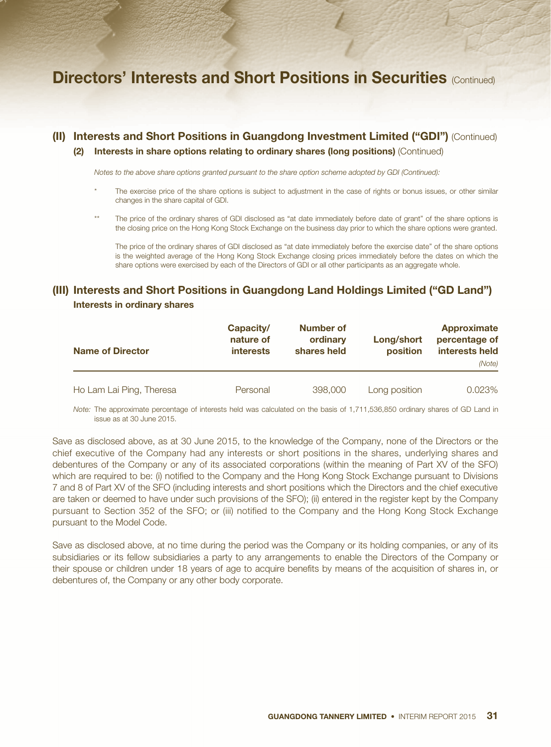# Directors' Interests and Short Positions in Securities (Continued)

## (II) Interests and Short Positions in Guangdong Investment Limited ("GDI") (Continued)

### (2) Interests in share options relating to ordinary shares (long positions) (Continued)

*Notes to the above share options granted pursuant to the share option scheme adopted by GDI (Continued):*

\* The exercise price of the share options is subject to adjustment in the case of rights or bonus issues, or other similar changes in the share capital of GDI.

\*\* The price of the ordinary shares of GDI disclosed as "at date immediately before date of grant" of the share options is the closing price on the Hong Kong Stock Exchange on the business day prior to which the share options were granted.

The price of the ordinary shares of GDI disclosed as "at date immediately before the exercise date" of the share options is the weighted average of the Hong Kong Stock Exchange closing prices immediately before the dates on which the share options were exercised by each of the Directors of GDI or all other participants as an aggregate whole.

## (III) Interests and Short Positions in Guangdong Land Holdings Limited ("GD Land")

**Interests in ordinary shares**

| Name of Director | Capacity/ nature of interests | Number of ordinary shares held | Long/short position | Approximate percentage of interests held *(Note)* |
|---|---|---|---|---|
| Ho Lam Lai Ping, Theresa | Personal | 398,000 | Long position | 0.023% |

*Note:* The approximate percentage of interests held was calculated on the basis of 1,711,536,850 ordinary shares of GD Land in issue as at 30 June 2015.

Save as disclosed above, as at 30 June 2015, to the knowledge of the Company, none of the Directors or the chief executive of the Company had any interests or short positions in the shares, underlying shares and debentures of the Company or any of its associated corporations (within the meaning of Part XV of the SFO) which are required to be: (i) notified to the Company and the Hong Kong Stock Exchange pursuant to Divisions 7 and 8 of Part XV of the SFO (including interests and short positions which the Directors and the chief executive are taken or deemed to have under such provisions of the SFO); (ii) entered in the register kept by the Company pursuant to Section 352 of the SFO; or (iii) notified to the Company and the Hong Kong Stock Exchange pursuant to the Model Code.

Save as disclosed above, at no time during the period was the Company or its holding companies, or any of its subsidiaries or its fellow subsidiaries a party to any arrangements to enable the Directors of the Company or their spouse or children under 18 years of age to acquire benefits by means of the acquisition of shares in, or debentures of, the Company or any other body corporate.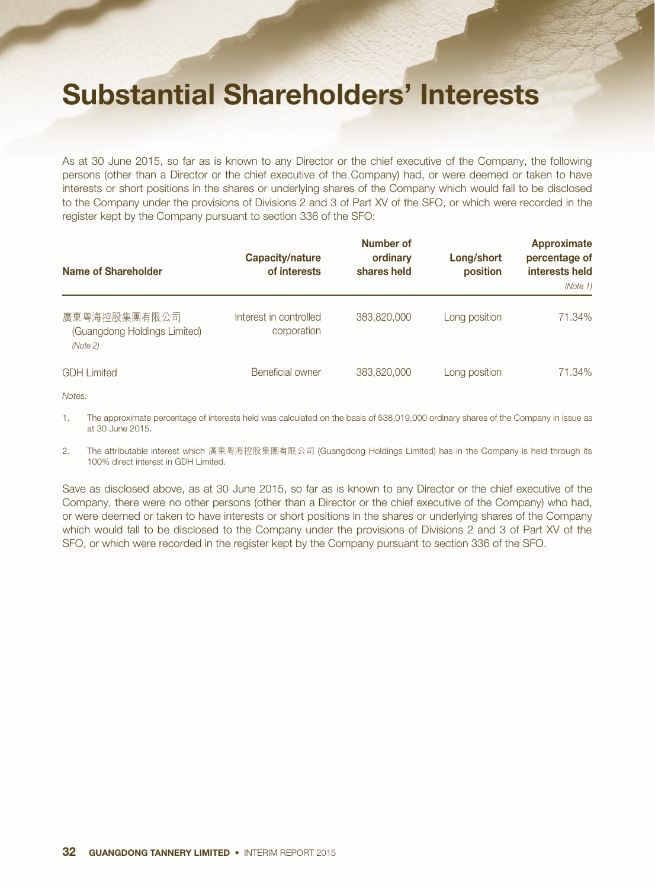# Substantial Shareholders' Interests

As at 30 June 2015, so far as is known to any Director or the chief executive of the Company, the following persons (other than a Director or the chief executive of the Company) had, or were deemed or taken to have interests or short positions in the shares or underlying shares of the Company which would fall to be disclosed to the Company under the provisions of Divisions 2 and 3 of Part XV of the SFO, or which were recorded in the register kept by the Company pursuant to section 336 of the SFO:

| Name of Shareholder | Capacity/nature of interests | Number of ordinary shares held | Long/short position | Approximate percentage of interests held *(Note 1)* |
|---|---|---|---|---|
| 廣東粵海控股集團有限公司 (Guangdong Holdings Limited) *(Note 2)* | Interest in controlled corporation | 383,820,000 | Long position | 71.34% |
| GDH Limited | Beneficial owner | 383,820,000 | Long position | 71.34% |

*Notes:*

1. The approximate percentage of interests held was calculated on the basis of 538,019,000 ordinary shares of the Company in issue as at 30 June 2015.

2. The attributable interest which 廣東粵海控股集團有限公司 (Guangdong Holdings Limited) has in the Company is held through its 100% direct interest in GDH Limited.

Save as disclosed above, as at 30 June 2015, so far as is known to any Director or the chief executive of the Company, there were no other persons (other than a Director or the chief executive of the Company) who had, or were deemed or taken to have interests or short positions in the shares or underlying shares of the Company which would fall to be disclosed to the Company under the provisions of Divisions 2 and 3 of Part XV of the SFO, or which were recorded in the register kept by the Company pursuant to section 336 of the SFO.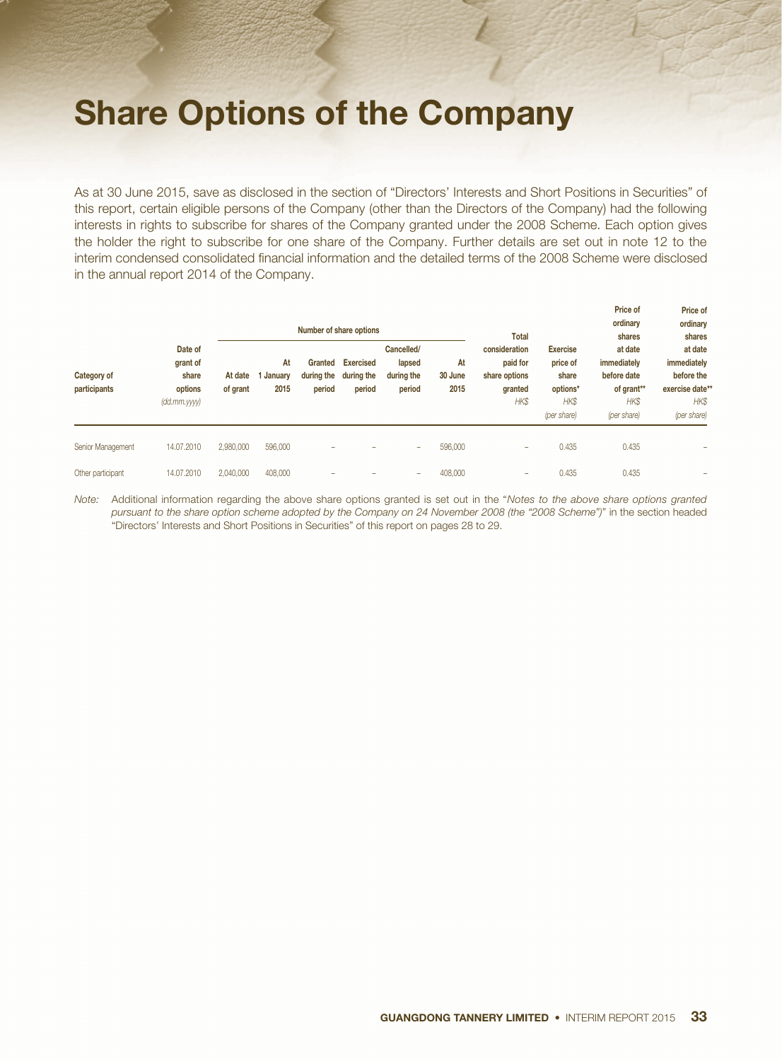# Share Options of the Company

As at 30 June 2015, save as disclosed in the section of "Directors' Interests and Short Positions in Securities" of this report, certain eligible persons of the Company (other than the Directors of the Company) had the following interests in rights to subscribe for shares of the Company granted under the 2008 Scheme. Each option gives the holder the right to subscribe for one share of the Company. Further details are set out in note 12 to the interim condensed consolidated financial information and the detailed terms of the 2008 Scheme were disclosed in the annual report 2014 of the Company.

| Category of participants | Date of grant of share options (dd.mm.yyyy) | Number of share options | | | | | | Total consideration paid for share options granted HK$ | Exercise price of share options* HK$ (per share) | Price of ordinary shares at date immediately before date of grant** HK$ (per share) | Price of ordinary shares at date immediately before the exercise date** HK$ (per share) |
|---|---|---|---|---|---|---|---|---|---|---|---|
| | | At date of grant | At 1 January 2015 | Granted during the period | Exercised during the period | Cancelled/ lapsed during the period | At 30 June 2015 | | | | |
| Senior Management | 14.07.2010 | 2,980,000 | 596,000 | – | – | – | 596,000 | – | 0.435 | 0.435 | – |
| Other participant | 14.07.2010 | 2,040,000 | 408,000 | – | – | – | 408,000 | – | 0.435 | 0.435 | – |

*Note:* Additional information regarding the above share options granted is set out in the "*Notes to the above share options granted pursuant to the share option scheme adopted by the Company on 24 November 2008 (the "2008 Scheme")*" in the section headed "Directors' Interests and Short Positions in Securities" of this report on pages 28 to 29.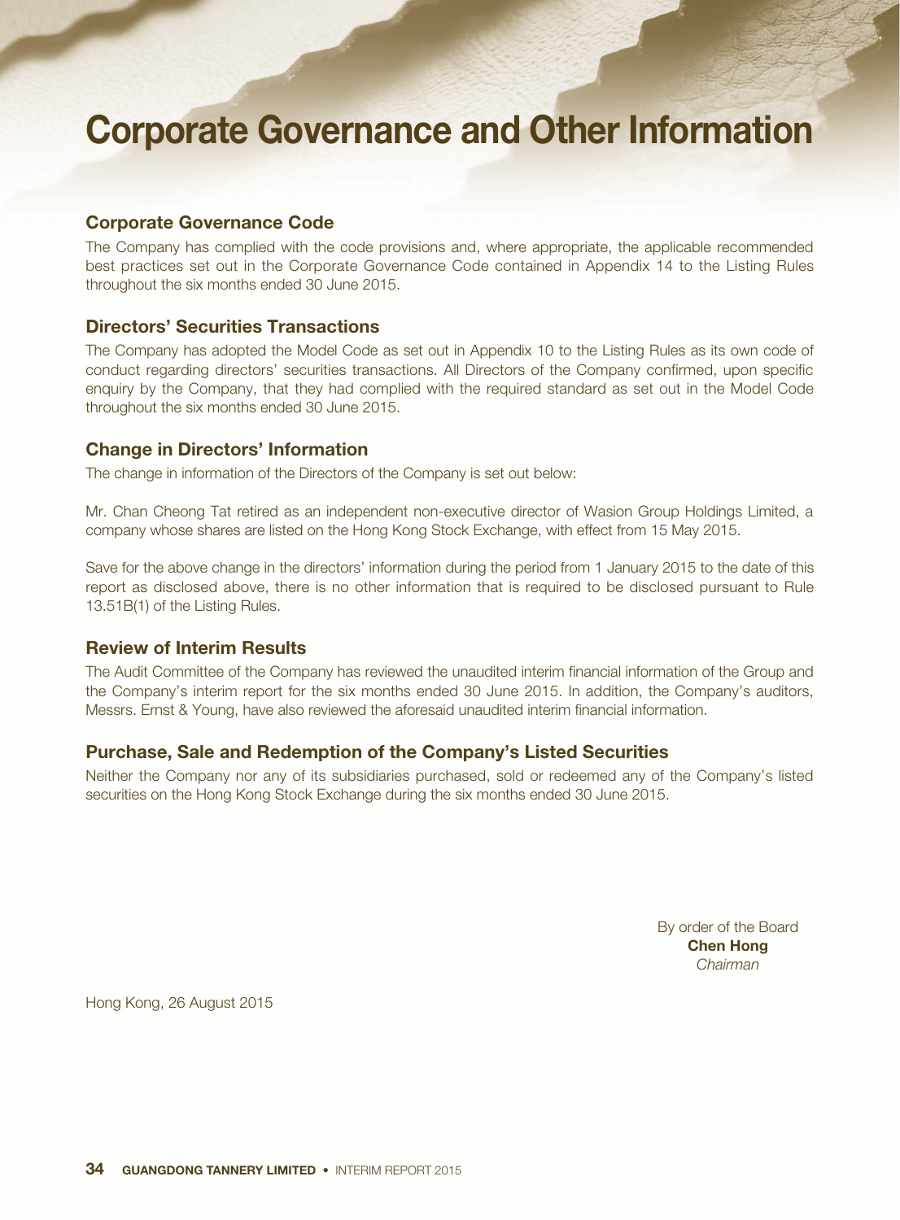# Corporate Governance and Other Information

## Corporate Governance Code

The Company has complied with the code provisions and, where appropriate, the applicable recommended best practices set out in the Corporate Governance Code contained in Appendix 14 to the Listing Rules throughout the six months ended 30 June 2015.

## Directors' Securities Transactions

The Company has adopted the Model Code as set out in Appendix 10 to the Listing Rules as its own code of conduct regarding directors' securities transactions. All Directors of the Company confirmed, upon specific enquiry by the Company, that they had complied with the required standard as set out in the Model Code throughout the six months ended 30 June 2015.

## Change in Directors' Information

The change in information of the Directors of the Company is set out below:

Mr. Chan Cheong Tat retired as an independent non-executive director of Wasion Group Holdings Limited, a company whose shares are listed on the Hong Kong Stock Exchange, with effect from 15 May 2015.

Save for the above change in the directors' information during the period from 1 January 2015 to the date of this report as disclosed above, there is no other information that is required to be disclosed pursuant to Rule 13.51B(1) of the Listing Rules.

## Review of Interim Results

The Audit Committee of the Company has reviewed the unaudited interim financial information of the Group and the Company's interim report for the six months ended 30 June 2015. In addition, the Company's auditors, Messrs. Ernst & Young, have also reviewed the aforesaid unaudited interim financial information.

## Purchase, Sale and Redemption of the Company's Listed Securities

Neither the Company nor any of its subsidiaries purchased, sold or redeemed any of the Company's listed securities on the Hong Kong Stock Exchange during the six months ended 30 June 2015.

By order of the Board
**Chen Hong**
*Chairman*

Hong Kong, 26 August 2015